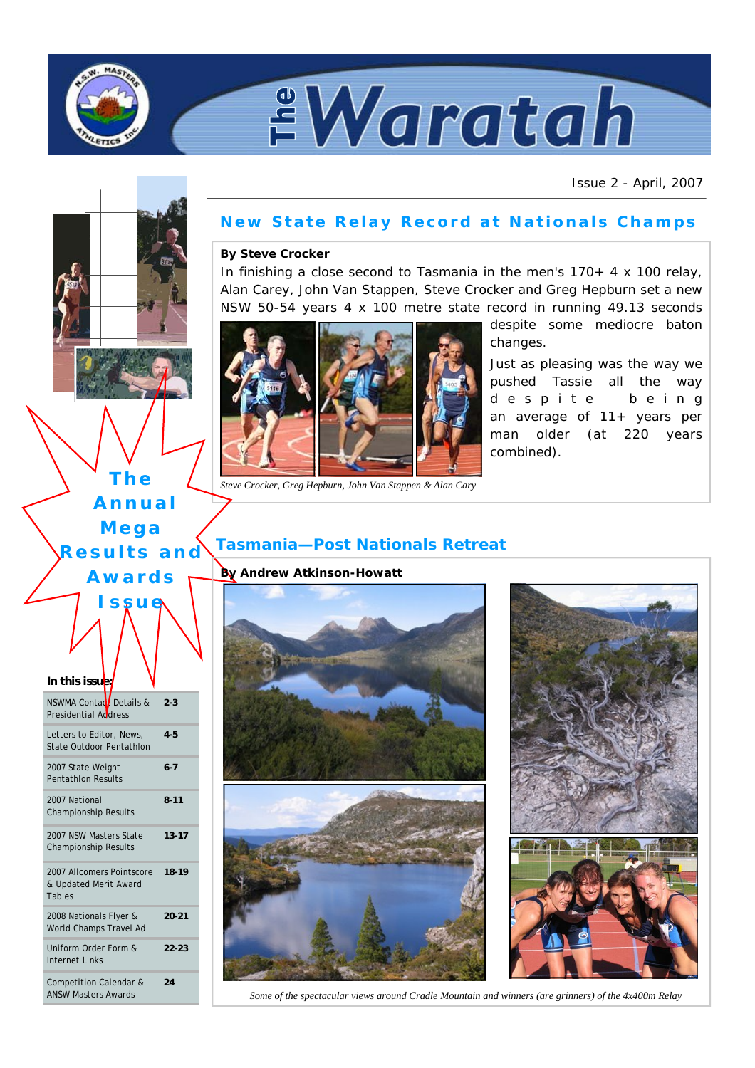# The Waratah

Issue 2 - April, 2007

## New State Relay Record at Nationals Champs

**By Steve Crocker**

In finishing a close second to Tasmania in the men's 170+ 4 x 100 relay, Alan Carey, John Van Stappen, Steve Crocker and Greg Hepburn set a new NSW 50-54 years 4 x 100 metre state record in running 49.13 seconds despite some mediocre baton changes.

Just as pleasing was the way we pushed Tassie all the way despite being an average of 11+ years per man older (at 220 years combined).

*Steve Crocker, Greg Hepburn, John Van Stappen & Alan Cary*

**The Annual Mega Results and Awards Issue**

## Tasmania—Post Nationals Retreat

**By Andrew Atkinson-Howatt**

*Some of the spectacular views around Cradle Mountain and winners (are grinners) of the 4x400m Relay*

**In this issue:**

| | |
|---|---|
| NSWMA Contact Details & Presidential Address | 2-3 |
| Letters to Editor, News, State Outdoor Pentathlon | 4-5 |
| 2007 State Weight Pentathlon Results | 6-7 |
| 2007 National Championship Results | 8-11 |
| 2007 NSW Masters State Championship Results | 13-17 |
| 2007 Allcomers Pointscore & Updated Merit Award Tables | 18-19 |
| 2008 Nationals Flyer & World Champs Travel Ad | 20-21 |
| Uniform Order Form & Internet Links | 22-23 |
| Competition Calendar & ANSW Masters Awards | 24 |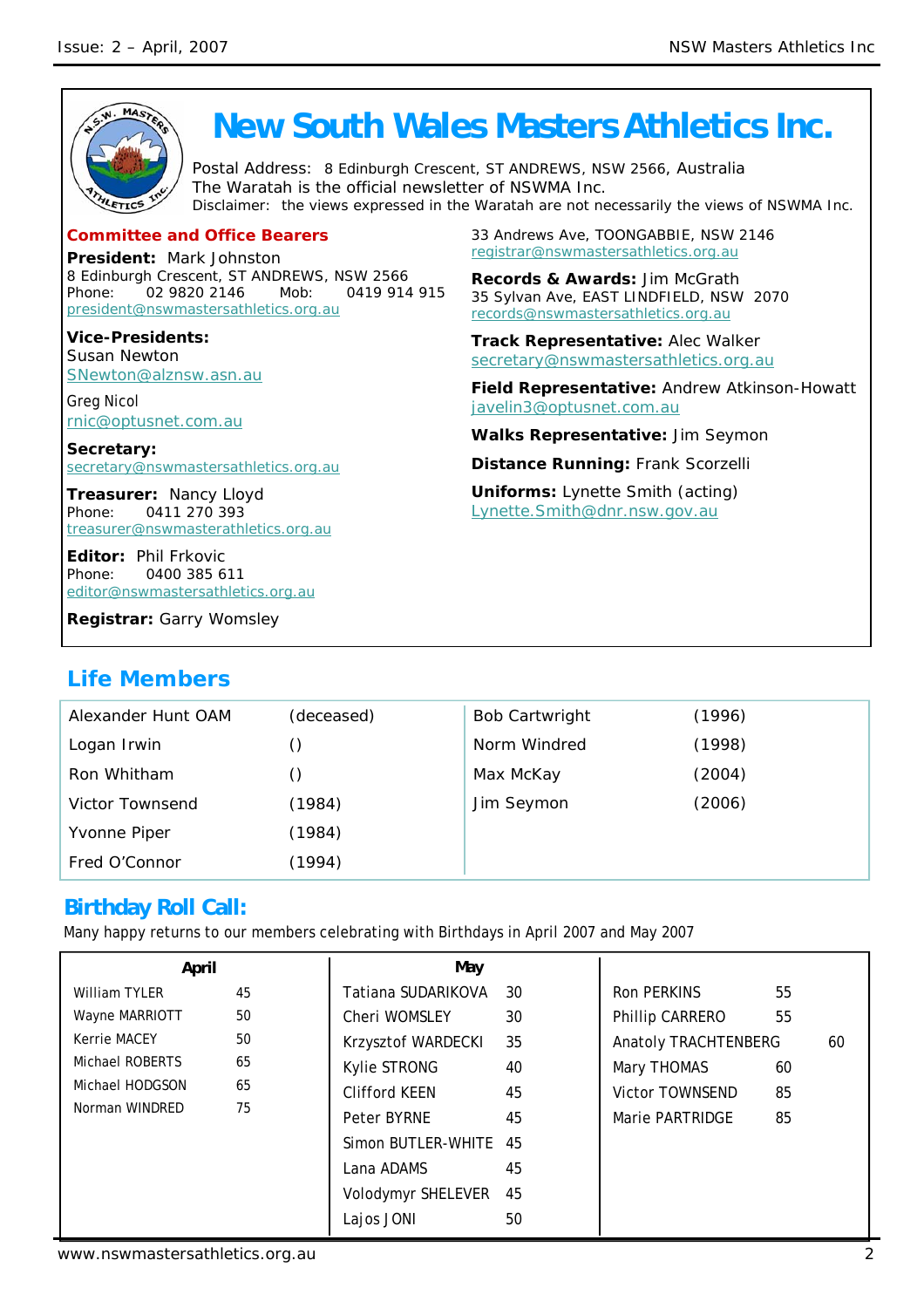# New South Wales Masters Athletics Inc.

Postal Address: 8 Edinburgh Crescent, ST ANDREWS, NSW 2566, Australia
The Waratah is the official newsletter of NSWMA Inc.
Disclaimer: the views expressed in the Waratah are not necessarily the views of NSWMA Inc.

## Committee and Office Bearers

**President:** Mark Johnston
8 Edinburgh Crescent, ST ANDREWS, NSW 2566
Phone: 02 9820 2146 Mob: 0419 914 915
president@nswmastersathletics.org.au

**Vice-Presidents:**
Susan Newton
SNewton@alznsw.asn.au

Greg Nicol
rnic@optusnet.com.au

**Secretary:**
secretary@nswmastersathletics.org.au

**Treasurer:** Nancy Lloyd
Phone: 0411 270 393
treasurer@nswmasterathletics.org.au

**Editor:** Phil Frkovic
Phone: 0400 385 611
editor@nswmastersathletics.org.au

**Registrar:** Garry Womsley
33 Andrews Ave, TOONGABBIE, NSW 2146
registrar@nswmastersathletics.org.au

**Records & Awards:** Jim McGrath
35 Sylvan Ave, EAST LINDFIELD, NSW 2070
records@nswmastersathletics.org.au

**Track Representative:** Alec Walker
secretary@nswmastersathletics.org.au

**Field Representative:** Andrew Atkinson-Howatt
javelin3@optusnet.com.au

**Walks Representative:** Jim Seymon

**Distance Running:** Frank Scorzelli

**Uniforms:** Lynette Smith (acting)
Lynette.Smith@dnr.nsw.gov.au

## Life Members

| | | | |
|---|---|---|---|
| Alexander Hunt OAM | (deceased) | Bob Cartwright | (1996) |
| Logan Irwin | () | Norm Windred | (1998) |
| Ron Whitham | () | Max McKay | (2004) |
| Victor Townsend | (1984) | Jim Seymon | (2006) |
| Yvonne Piper | (1984) | | |
| Fred O'Connor | (1994) | | |

## Birthday Roll Call:

Many happy returns to our members celebrating with Birthdays in April 2007 and May 2007

| April | | May | | | |
|---|---|---|---|---|---|
| William TYLER | 45 | Tatiana SUDARIKOVA | 30 | Ron PERKINS | 55 |
| Wayne MARRIOTT | 50 | Cheri WOMSLEY | 30 | Phillip CARRERO | 55 |
| Kerrie MACEY | 50 | Krzysztof WARDECKI | 35 | Anatoly TRACHTENBERG | 60 |
| Michael ROBERTS | 65 | Kylie STRONG | 40 | Mary THOMAS | 60 |
| Michael HODGSON | 65 | Clifford KEEN | 45 | Victor TOWNSEND | 85 |
| Norman WINDRED | 75 | Peter BYRNE | 45 | Marie PARTRIDGE | 85 |
| | | Simon BUTLER-WHITE | 45 | | |
| | | Lana ADAMS | 45 | | |
| | | Volodymyr SHELEVER | 45 | | |
| | | Lajos JONI | 50 | | |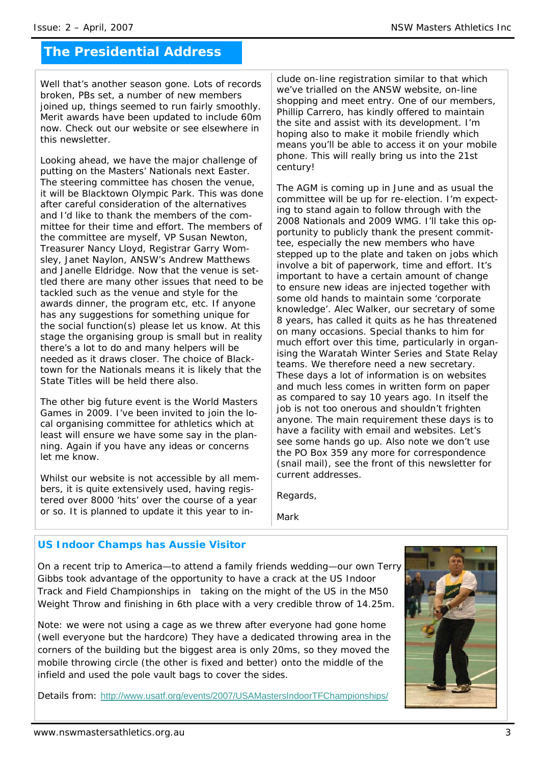## The Presidential Address

Well that's another season gone. Lots of records broken, PBs set, a number of new members joined up, things seemed to run fairly smoothly. Merit awards have been updated to include 60m now. Check out our website or see elsewhere in this newsletter.

Looking ahead, we have the major challenge of putting on the Masters' Nationals next Easter. The steering committee has chosen the venue, it will be Blacktown Olympic Park. This was done after careful consideration of the alternatives and I'd like to thank the members of the committee for their time and effort. The members of the committee are myself, VP Susan Newton, Treasurer Nancy Lloyd, Registrar Garry Womsley, Janet Naylon, ANSW's Andrew Matthews and Janelle Eldridge. Now that the venue is settled there are many other issues that need to be tackled such as the venue and style for the awards dinner, the program etc, etc. If anyone has any suggestions for something unique for the social function(s) please let us know. At this stage the organising group is small but in reality there's a lot to do and many helpers will be needed as it draws closer. The choice of Blacktown for the Nationals means it is likely that the State Titles will be held there also.

The other big future event is the World Masters Games in 2009. I've been invited to join the local organising committee for athletics which at least will ensure we have some say in the planning. Again if you have any ideas or concerns let me know.

Whilst our website is not accessible by all members, it is quite extensively used, having registered over 8000 'hits' over the course of a year or so. It is planned to update it this year to include on-line registration similar to that which we've trialled on the ANSW website, on-line shopping and meet entry. One of our members, Phillip Carrero, has kindly offered to maintain the site and assist with its development. I'm hoping also to make it mobile friendly which means you'll be able to access it on your mobile phone. This will really bring us into the 21st century!

The AGM is coming up in June and as usual the committee will be up for re-election. I'm expecting to stand again to follow through with the 2008 Nationals and 2009 WMG. I'll take this opportunity to publicly thank the present committee, especially the new members who have stepped up to the plate and taken on jobs which involve a bit of paperwork, time and effort. It's important to have a certain amount of change to ensure new ideas are injected together with some old hands to maintain some 'corporate knowledge'. Alec Walker, our secretary of some 8 years, has called it quits as he has threatened on many occasions. Special thanks to him for much effort over this time, particularly in organising the Waratah Winter Series and State Relay teams. We therefore need a new secretary. These days a lot of information is on websites and much less comes in written form on paper as compared to say 10 years ago. In itself the job is not too onerous and shouldn't frighten anyone. The main requirement these days is to have a facility with email and websites. Let's see some hands go up. Also note we don't use the PO Box 359 any more for correspondence (snail mail), see the front of this newsletter for current addresses.

Regards,

Mark

### US Indoor Champs has Aussie Visitor

On a recent trip to America—to attend a family friends wedding—our own Terry Gibbs took advantage of the opportunity to have a crack at the US Indoor Track and Field Championships in taking on the might of the US in the M50 Weight Throw and finishing in 6th place with a very credible throw of 14.25m.

Note: we were not using a cage as we threw after everyone had gone home (well everyone but the hardcore) They have a dedicated throwing area in the corners of the building but the biggest area is only 20ms, so they moved the mobile throwing circle (the other is fixed and better) onto the middle of the infield and used the pole vault bags to cover the sides.

Details from: http://www.usatf.org/events/2007/USAMastersIndoorTFChampionships/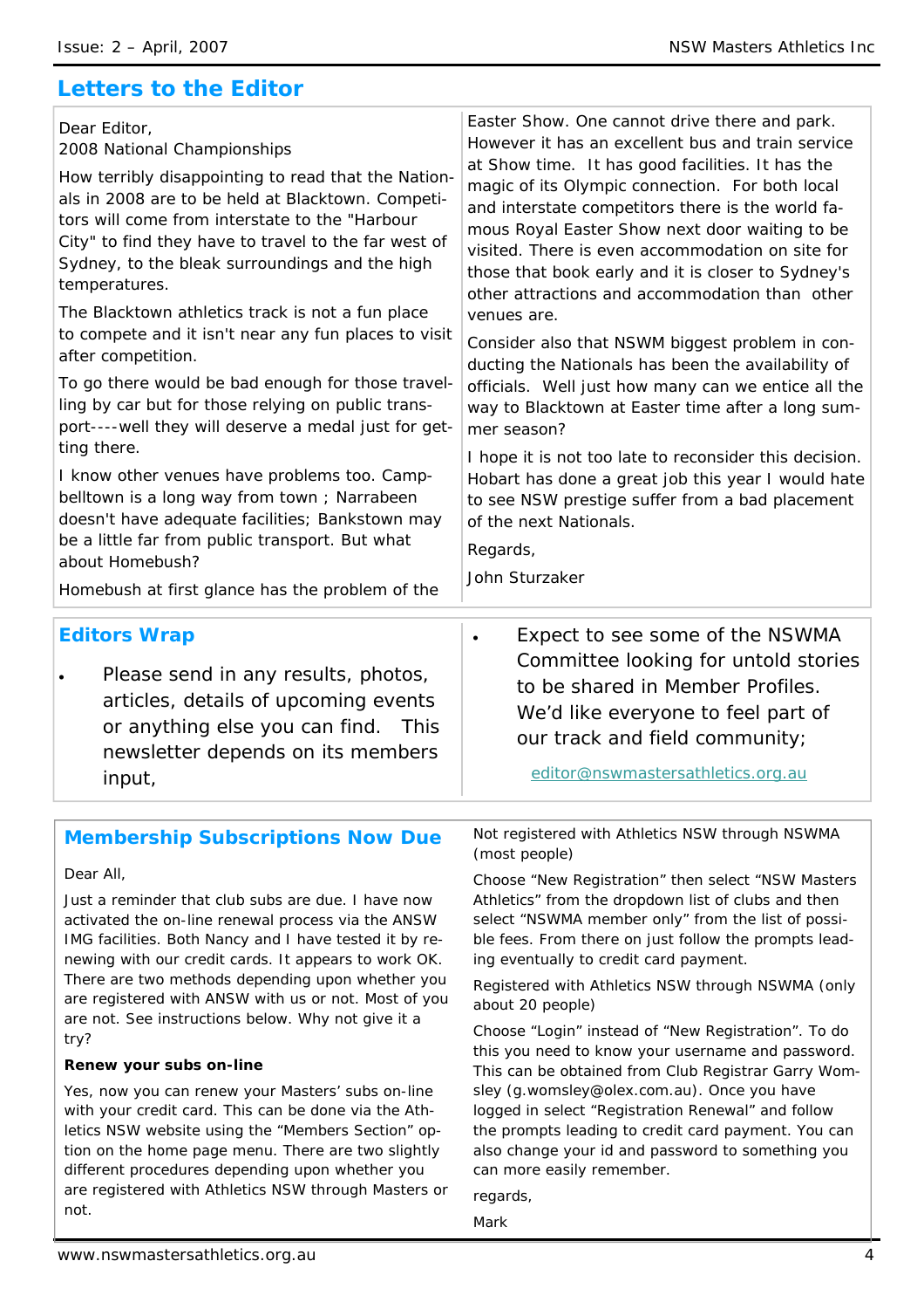## Letters to the Editor

Dear Editor,

2008 National Championships

How terribly disappointing to read that the Nationals in 2008 are to be held at Blacktown. Competitors will come from interstate to the "Harbour City" to find they have to travel to the far west of Sydney, to the bleak surroundings and the high temperatures.

The Blacktown athletics track is not a fun place to compete and it isn't near any fun places to visit after competition.

To go there would be bad enough for those travelling by car but for those relying on public transport----well they will deserve a medal just for getting there.

I know other venues have problems too. Campbelltown is a long way from town ; Narrabeen doesn't have adequate facilities; Bankstown may be a little far from public transport. But what about Homebush?

Homebush at first glance has the problem of the Easter Show. One cannot drive there and park. However it has an excellent bus and train service at Show time. It has good facilities. It has the magic of its Olympic connection. For both local and interstate competitors there is the world famous Royal Easter Show next door waiting to be visited. There is even accommodation on site for those that book early and it is closer to Sydney's other attractions and accommodation than other venues are.

Consider also that NSWM biggest problem in conducting the Nationals has been the availability of officials. Well just how many can we entice all the way to Blacktown at Easter time after a long summer season?

I hope it is not too late to reconsider this decision. Hobart has done a great job this year I would hate to see NSW prestige suffer from a bad placement of the next Nationals.

Regards,

John Sturzaker

## Editors Wrap

- Please send in any results, photos, articles, details of upcoming events or anything else you can find. This newsletter depends on its members input,
- Expect to see some of the NSWMA Committee looking for untold stories to be shared in Member Profiles. We'd like everyone to feel part of our track and field community;

editor@nswmastersathletics.org.au

## Membership Subscriptions Now Due

Dear All,

Just a reminder that club subs are due. I have now activated the on-line renewal process via the ANSW IMG facilities. Both Nancy and I have tested it by renewing with our credit cards. It appears to work OK. There are two methods depending upon whether you are registered with ANSW with us or not. Most of you are not. See instructions below. Why not give it a try?

**Renew your subs on-line**

Yes, now you can renew your Masters' subs on-line with your credit card. This can be done via the Athletics NSW website using the "Members Section" option on the home page menu. There are two slightly different procedures depending upon whether you are registered with Athletics NSW through Masters or not.

Not registered with Athletics NSW through NSWMA (most people)

Choose "New Registration" then select "NSW Masters Athletics" from the dropdown list of clubs and then select "NSWMA member only" from the list of possible fees. From there on just follow the prompts leading eventually to credit card payment.

Registered with Athletics NSW through NSWMA (only about 20 people)

Choose "Login" instead of "New Registration". To do this you need to know your username and password. This can be obtained from Club Registrar Garry Womsley (g.womsley@olex.com.au). Once you have logged in select "Registration Renewal" and follow the prompts leading to credit card payment. You can also change your id and password to something you can more easily remember.

regards,

Mark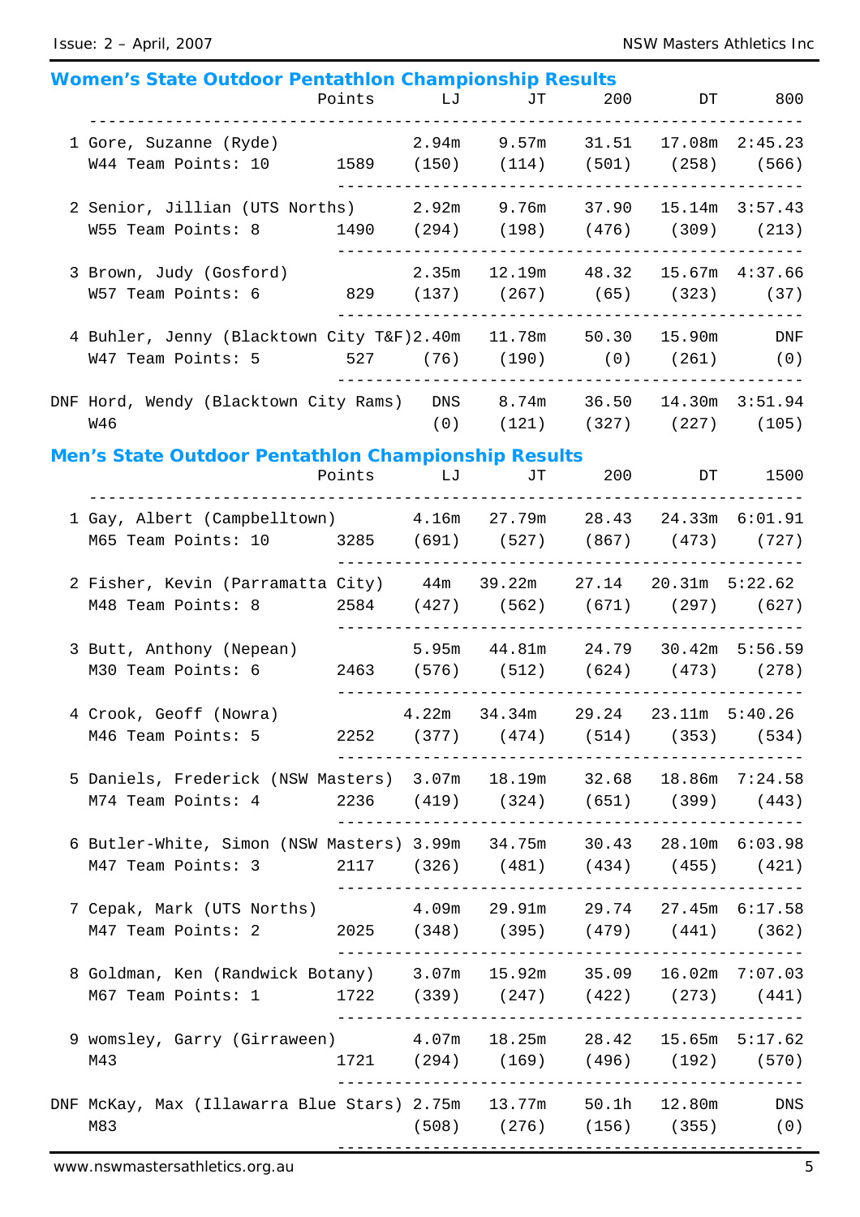## Women's State Outdoor Pentathlon Championship Results

| Place | Name (Club) / Age Group | Points | LJ | JT | 200 | DT | 800 |
|---|---|---|---|---|---|---|---|
| 1 | Gore, Suzanne (Ryde) | | 2.94m | 9.57m | 31.51 | 17.08m | 2:45.23 |
| | W44 Team Points: 10 | 1589 | (150) | (114) | (501) | (258) | (566) |
| 2 | Senior, Jillian (UTS Norths) | | 2.92m | 9.76m | 37.90 | 15.14m | 3:57.43 |
| | W55 Team Points: 8 | 1490 | (294) | (198) | (476) | (309) | (213) |
| 3 | Brown, Judy (Gosford) | | 2.35m | 12.19m | 48.32 | 15.67m | 4:37.66 |
| | W57 Team Points: 6 | 829 | (137) | (267) | (65) | (323) | (37) |
| 4 | Buhler, Jenny (Blacktown City T&F) | | 2.40m | 11.78m | 50.30 | 15.90m | DNF |
| | W47 Team Points: 5 | 527 | (76) | (190) | (0) | (261) | (0) |
| DNF | Hord, Wendy (Blacktown City Rams) | | DNS | 8.74m | 36.50 | 14.30m | 3:51.94 |
| | W46 | | (0) | (121) | (327) | (227) | (105) |

## Men's State Outdoor Pentathlon Championship Results

| Place | Name (Club) / Age Group | Points | LJ | JT | 200 | DT | 1500 |
|---|---|---|---|---|---|---|---|
| 1 | Gay, Albert (Campbelltown) | | 4.16m | 27.79m | 28.43 | 24.33m | 6:01.91 |
| | M65 Team Points: 10 | 3285 | (691) | (527) | (867) | (473) | (727) |
| 2 | Fisher, Kevin (Parramatta City) | | 44m | 39.22m | 27.14 | 20.31m | 5:22.62 |
| | M48 Team Points: 8 | 2584 | (427) | (562) | (671) | (297) | (627) |
| 3 | Butt, Anthony (Nepean) | | 5.95m | 44.81m | 24.79 | 30.42m | 5:56.59 |
| | M30 Team Points: 6 | 2463 | (576) | (512) | (624) | (473) | (278) |
| 4 | Crook, Geoff (Nowra) | | 4.22m | 34.34m | 29.24 | 23.11m | 5:40.26 |
| | M46 Team Points: 5 | 2252 | (377) | (474) | (514) | (353) | (534) |
| 5 | Daniels, Frederick (NSW Masters) | | 3.07m | 18.19m | 32.68 | 18.86m | 7:24.58 |
| | M74 Team Points: 4 | 2236 | (419) | (324) | (651) | (399) | (443) |
| 6 | Butler-White, Simon (NSW Masters) | | 3.99m | 34.75m | 30.43 | 28.10m | 6:03.98 |
| | M47 Team Points: 3 | 2117 | (326) | (481) | (434) | (455) | (421) |
| 7 | Cepak, Mark (UTS Norths) | | 4.09m | 29.91m | 29.74 | 27.45m | 6:17.58 |
| | M47 Team Points: 2 | 2025 | (348) | (395) | (479) | (441) | (362) |
| 8 | Goldman, Ken (Randwick Botany) | | 3.07m | 15.92m | 35.09 | 16.02m | 7:07.03 |
| | M67 Team Points: 1 | 1722 | (339) | (247) | (422) | (273) | (441) |
| 9 | womsley, Garry (Girraween) | | 4.07m | 18.25m | 28.42 | 15.65m | 5:17.62 |
| | M43 | 1721 | (294) | (169) | (496) | (192) | (570) |
| DNF | McKay, Max (Illawarra Blue Stars) | | 2.75m | 13.77m | 50.1h | 12.80m | DNS |
| | M83 | | (508) | (276) | (156) | (355) | (0) |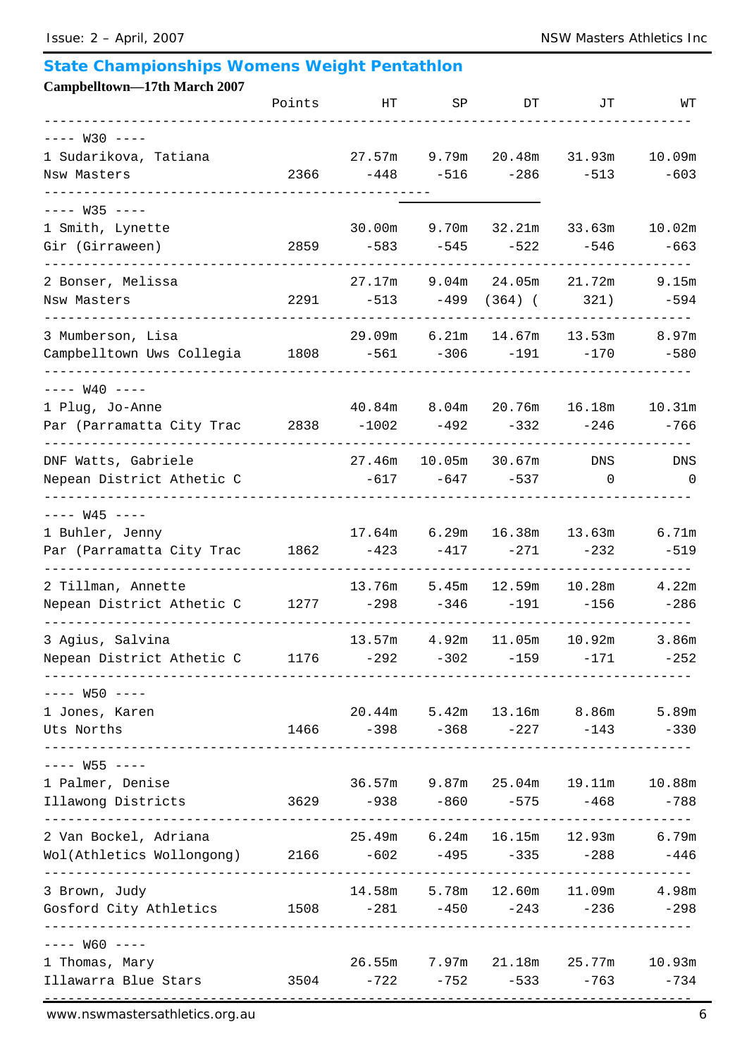## State Championships Womens Weight Pentathlon

**Campbelltown—17th March 2007**

| | Points | HT | SP | DT | JT | WT |
|---|---|---|---|---|---|---|
| **---- W30 ----** | | | | | | |
| 1 Sudarikova, Tatiana | | 27.57m | 9.79m | 20.48m | 31.93m | 10.09m |
| Nsw Masters | 2366 | -448 | -516 | -286 | -513 | -603 |
| **---- W35 ----** | | | | | | |
| 1 Smith, Lynette | | 30.00m | 9.70m | 32.21m | 33.63m | 10.02m |
| Gir (Girraween) | 2859 | -583 | -545 | -522 | -546 | -663 |
| 2 Bonser, Melissa | | 27.17m | 9.04m | 24.05m | 21.72m | 9.15m |
| Nsw Masters | 2291 | -513 | -499 | (364) ( | 321) | -594 |
| 3 Mumberson, Lisa | | 29.09m | 6.21m | 14.67m | 13.53m | 8.97m |
| Campbelltown Uws Collegia | 1808 | -561 | -306 | -191 | -170 | -580 |
| **---- W40 ----** | | | | | | |
| 1 Plug, Jo-Anne | | 40.84m | 8.04m | 20.76m | 16.18m | 10.31m |
| Par (Parramatta City Trac | 2838 | -1002 | -492 | -332 | -246 | -766 |
| DNF Watts, Gabriele | | 27.46m | 10.05m | 30.67m | DNS | DNS |
| Nepean District Athetic C | | -617 | -647 | -537 | 0 | 0 |
| **---- W45 ----** | | | | | | |
| 1 Buhler, Jenny | | 17.64m | 6.29m | 16.38m | 13.63m | 6.71m |
| Par (Parramatta City Trac | 1862 | -423 | -417 | -271 | -232 | -519 |
| 2 Tillman, Annette | | 13.76m | 5.45m | 12.59m | 10.28m | 4.22m |
| Nepean District Athetic C | 1277 | -298 | -346 | -191 | -156 | -286 |
| 3 Agius, Salvina | | 13.57m | 4.92m | 11.05m | 10.92m | 3.86m |
| Nepean District Athetic C | 1176 | -292 | -302 | -159 | -171 | -252 |
| **---- W50 ----** | | | | | | |
| 1 Jones, Karen | | 20.44m | 5.42m | 13.16m | 8.86m | 5.89m |
| Uts Norths | 1466 | -398 | -368 | -227 | -143 | -330 |
| **---- W55 ----** | | | | | | |
| 1 Palmer, Denise | | 36.57m | 9.87m | 25.04m | 19.11m | 10.88m |
| Illawong Districts | 3629 | -938 | -860 | -575 | -468 | -788 |
| 2 Van Bockel, Adriana | | 25.49m | 6.24m | 16.15m | 12.93m | 6.79m |
| Wol(Athletics Wollongong) | 2166 | -602 | -495 | -335 | -288 | -446 |
| 3 Brown, Judy | | 14.58m | 5.78m | 12.60m | 11.09m | 4.98m |
| Gosford City Athletics | 1508 | -281 | -450 | -243 | -236 | -298 |
| **---- W60 ----** | | | | | | |
| 1 Thomas, Mary | | 26.55m | 7.97m | 21.18m | 25.77m | 10.93m |
| Illawarra Blue Stars | 3504 | -722 | -752 | -533 | -763 | -734 |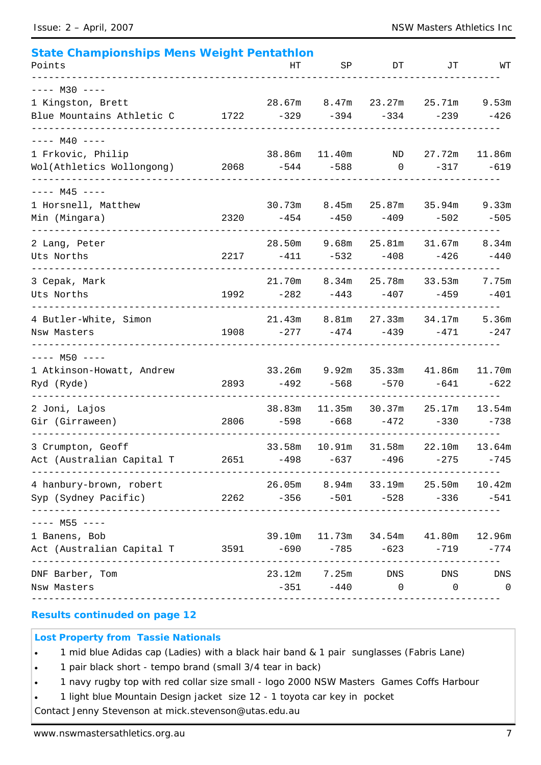## State Championships Mens Weight Pentathlon

| Place / Name | Club | Points | HT | SP | DT | JT | WT |
|---|---|---|---|---|---|---|---|
| **---- M30 ----** | | | | | | | |
| 1 Kingston, Brett | Blue Mountains Athletic C | 1722 | 28.67m -329 | 8.47m -394 | 23.27m -334 | 25.71m -239 | 9.53m -426 |
| **---- M40 ----** | | | | | | | |
| 1 Frkovic, Philip | Wol(Athletics Wollongong) | 2068 | 38.86m -544 | 11.40m -588 | ND 0 | 27.72m -317 | 11.86m -619 |
| **---- M45 ----** | | | | | | | |
| 1 Horsnell, Matthew | Min (Mingara) | 2320 | 30.73m -454 | 8.45m -450 | 25.87m -409 | 35.94m -502 | 9.33m -505 |
| 2 Lang, Peter | Uts Norths | 2217 | 28.50m -411 | 9.68m -532 | 25.81m -408 | 31.67m -426 | 8.34m -440 |
| 3 Cepak, Mark | Uts Norths | 1992 | 21.70m -282 | 8.34m -443 | 25.78m -407 | 33.53m -459 | 7.75m -401 |
| 4 Butler-White, Simon | Nsw Masters | 1908 | 21.43m -277 | 8.81m -474 | 27.33m -439 | 34.17m -471 | 5.36m -247 |
| **---- M50 ----** | | | | | | | |
| 1 Atkinson-Howatt, Andrew | Ryd (Ryde) | 2893 | 33.26m -492 | 9.92m -568 | 35.33m -570 | 41.86m -641 | 11.70m -622 |
| 2 Joni, Lajos | Gir (Girraween) | 2806 | 38.83m -598 | 11.35m -668 | 30.37m -472 | 25.17m -330 | 13.54m -738 |
| 3 Crumpton, Geoff | Act (Australian Capital T | 2651 | 33.58m -498 | 10.91m -637 | 31.58m -496 | 22.10m -275 | 13.64m -745 |
| 4 hanbury-brown, robert | Syp (Sydney Pacific) | 2262 | 26.05m -356 | 8.94m -501 | 33.19m -528 | 25.50m -336 | 10.42m -541 |
| **---- M55 ----** | | | | | | | |
| 1 Banens, Bob | Act (Australian Capital T | 3591 | 39.10m -690 | 11.73m -785 | 34.54m -623 | 41.80m -719 | 12.96m -774 |
| DNF Barber, Tom | Nsw Masters | | 23.12m -351 | 7.25m -440 | DNS 0 | DNS 0 | DNS 0 |

**Results continued on page 12**

### Lost Property from Tassie Nationals

- 1 mid blue Adidas cap (Ladies) with a black hair band & 1 pair sunglasses (Fabris Lane)
- 1 pair black short - tempo brand (small 3/4 tear in back)
- 1 navy rugby top with red collar size small - logo 2000 NSW Masters Games Coffs Harbour
- 1 light blue Mountain Design jacket size 12 - 1 toyota car key in pocket

Contact Jenny Stevenson at mick.stevenson@utas.edu.au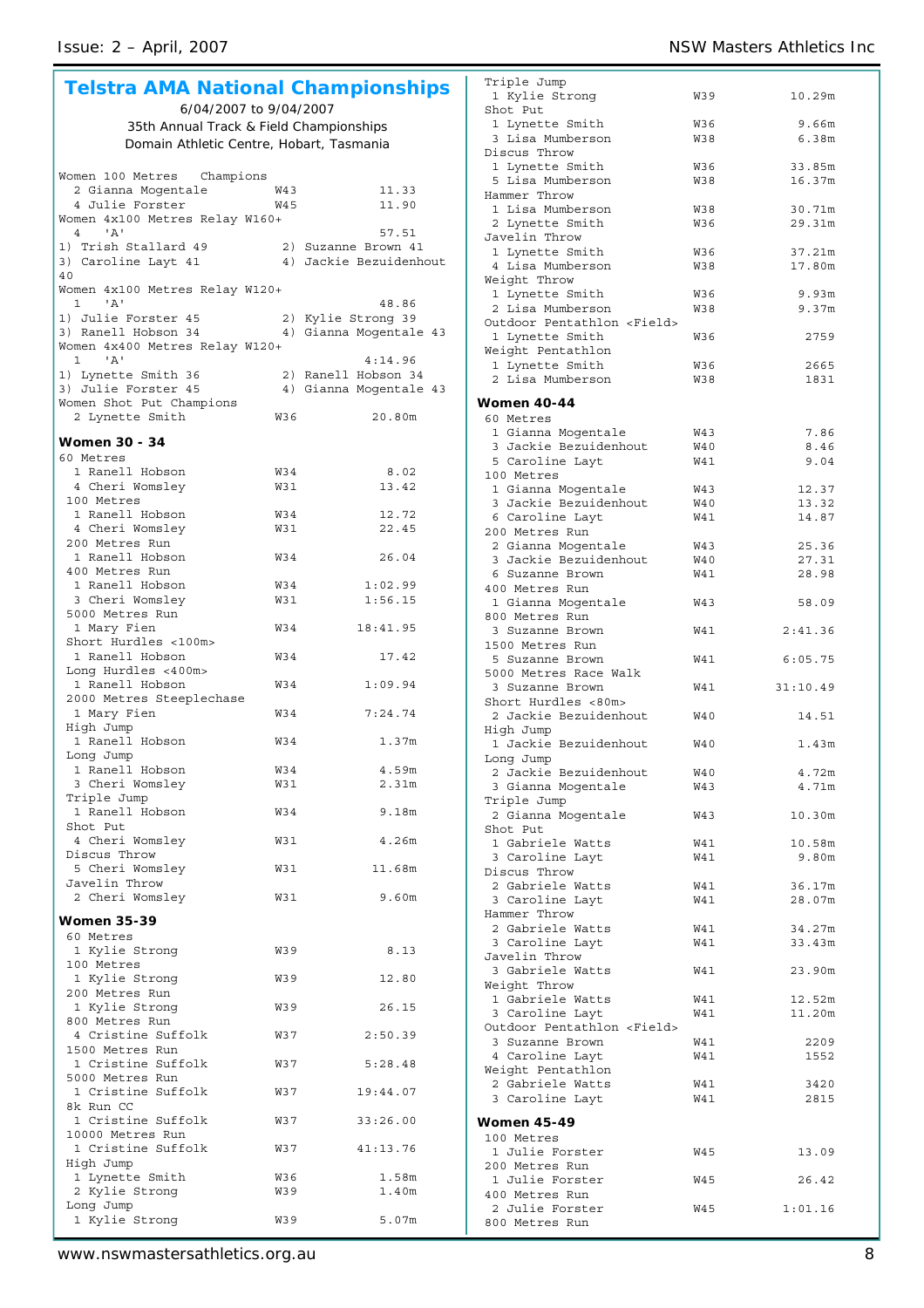## Telstra AMA National Championships

6/04/2007 to 9/04/2007

35th Annual Track & Field Championships

Domain Athletic Centre, Hobart, Tasmania

```
Women 100 Metres   Champions
  2 Gianna Mogentale        W43             11.33
  4 Julie Forster           W45             11.90
Women 4x100 Metres Relay W160+
  4   'A'                                   57.51
1) Trish Stallard 49          2) Suzanne Brown 41
3) Caroline Layt 41           4) Jackie Bezuidenhout 40
Women 4x100 Metres Relay W120+
  1   'A'                                   48.86
1) Julie Forster 45           2) Kylie Strong 39
3) Ranell Hobson 34           4) Gianna Mogentale 43
Women 4x400 Metres Relay W120+
  1   'A'                                 4:14.96
1) Lynette Smith 36           2) Ranell Hobson 34
3) Julie Forster 45           4) Gianna Mogentale 43
Women Shot Put Champions
  2 Lynette Smith           W36             20.80m
```

### Women 30 - 34

```
60 Metres
  1 Ranell Hobson           W34              8.02
  4 Cheri Womsley           W31             13.42
100 Metres
  1 Ranell Hobson           W34             12.72
  4 Cheri Womsley           W31             22.45
200 Metres Run
  1 Ranell Hobson           W34             26.04
400 Metres Run
  1 Ranell Hobson           W34           1:02.99
  3 Cheri Womsley           W31           1:56.15
5000 Metres Run
  1 Mary Fien               W34          18:41.95
Short Hurdles <100m>
  1 Ranell Hobson           W34             17.42
Long Hurdles <400m>
  1 Ranell Hobson           W34           1:09.94
2000 Metres Steeplechase
  1 Mary Fien               W34           7:24.74
High Jump
  1 Ranell Hobson           W34              1.37m
Long Jump
  1 Ranell Hobson           W34              4.59m
  3 Cheri Womsley           W31              2.31m
Triple Jump
  1 Ranell Hobson           W34              9.18m
Shot Put
  4 Cheri Womsley           W31              4.26m
Discus Throw
  5 Cheri Womsley           W31             11.68m
Javelin Throw
  2 Cheri Womsley           W31              9.60m
```

### Women 35-39

```
60 Metres
  1 Kylie Strong            W39              8.13
100 Metres
  1 Kylie Strong            W39             12.80
200 Metres Run
  1 Kylie Strong            W39             26.15
800 Metres Run
  4 Cristine Suffolk        W37           2:50.39
1500 Metres Run
  1 Cristine Suffolk        W37           5:28.48
5000 Metres Run
  1 Cristine Suffolk        W37          19:44.07
8k Run CC
  1 Cristine Suffolk        W37          33:26.00
10000 Metres Run
  1 Cristine Suffolk        W37          41:13.76
High Jump
  1 Lynette Smith           W36              1.58m
  2 Kylie Strong            W39              1.40m
Long Jump
  1 Kylie Strong            W39              5.07m
Triple Jump
  1 Kylie Strong            W39             10.29m
Shot Put
  1 Lynette Smith           W36              9.66m
  3 Lisa Mumberson          W38              6.38m
Discus Throw
  1 Lynette Smith           W36             33.85m
  5 Lisa Mumberson          W38             16.37m
Hammer Throw
  1 Lisa Mumberson          W38             30.71m
  2 Lynette Smith           W36             29.31m
Javelin Throw
  1 Lynette Smith           W36             37.21m
  4 Lisa Mumberson          W38             17.80m
Weight Throw
  1 Lynette Smith           W36              9.93m
  2 Lisa Mumberson          W38              9.37m
Outdoor Pentathlon <Field>
  1 Lynette Smith           W36              2759
Weight Pentathlon
  1 Lynette Smith           W36              2665
  2 Lisa Mumberson          W38              1831
```

### Women 40-44

```
60 Metres
  1 Gianna Mogentale        W43              7.86
  3 Jackie Bezuidenhout     W40              8.46
  5 Caroline Layt           W41              9.04
100 Metres
  1 Gianna Mogentale        W43             12.37
  3 Jackie Bezuidenhout     W40             13.32
  6 Caroline Layt           W41             14.87
200 Metres Run
  2 Gianna Mogentale        W43             25.36
  3 Jackie Bezuidenhout     W40             27.31
  6 Suzanne Brown           W41             28.98
400 Metres Run
  1 Gianna Mogentale        W43             58.09
800 Metres Run
  3 Suzanne Brown           W41           2:41.36
1500 Metres Run
  5 Suzanne Brown           W41           6:05.75
5000 Metres Race Walk
  3 Suzanne Brown           W41          31:10.49
Short Hurdles <80m>
  2 Jackie Bezuidenhout     W40             14.51
High Jump
  1 Jackie Bezuidenhout     W40              1.43m
Long Jump
  2 Jackie Bezuidenhout     W40              4.72m
  3 Gianna Mogentale        W43              4.71m
Triple Jump
  2 Gianna Mogentale        W43             10.30m
Shot Put
  1 Gabriele Watts          W41             10.58m
  3 Caroline Layt           W41              9.80m
Discus Throw
  2 Gabriele Watts          W41             36.17m
  3 Caroline Layt           W41             28.07m
Hammer Throw
  2 Gabriele Watts          W41             34.27m
  3 Caroline Layt           W41             33.43m
Javelin Throw
  3 Gabriele Watts          W41             23.90m
Weight Throw
  1 Gabriele Watts          W41             12.52m
  3 Caroline Layt           W41             11.20m
Outdoor Pentathlon <Field>
  3 Suzanne Brown           W41              2209
  4 Caroline Layt           W41              1552
Weight Pentathlon
  2 Gabriele Watts          W41              3420
  3 Caroline Layt           W41              2815
```

### Women 45-49

```
100 Metres
  1 Julie Forster           W45             13.09
200 Metres Run
  1 Julie Forster           W45             26.42
400 Metres Run
  2 Julie Forster           W45           1:01.16
800 Metres Run
```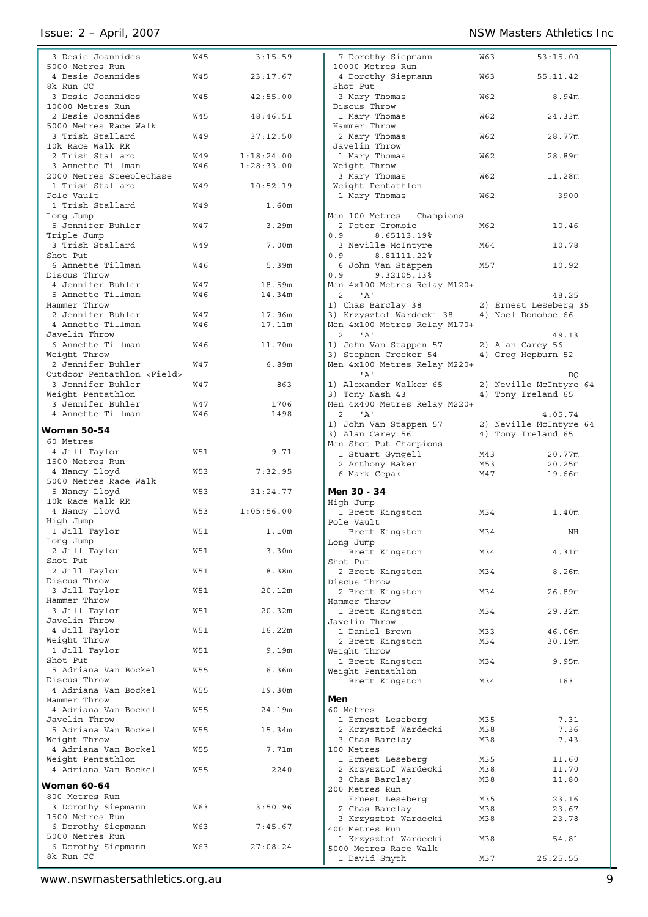| | | |
|---|---|---|
| 3 Desie Joannides | W45 | 3:15.59 |
| 5000 Metres Run | | |
| 4 Desie Joannides | W45 | 23:17.67 |
| 8k Run CC | | |
| 3 Desie Joannides | W45 | 42:55.00 |
| 10000 Metres Run | | |
| 2 Desie Joannides | W45 | 48:46.51 |
| 5000 Metres Race Walk | | |
| 3 Trish Stallard | W49 | 37:12.50 |
| 10k Race Walk RR | | |
| 2 Trish Stallard | W49 | 1:18:24.00 |
| 3 Annette Tillman | W46 | 1:28:33.00 |
| 2000 Metres Steeplechase | | |
| 1 Trish Stallard | W49 | 10:52.19 |
| Pole Vault | | |
| 1 Trish Stallard | W49 | 1.60m |
| Long Jump | | |
| 5 Jennifer Buhler | W47 | 3.29m |
| Triple Jump | | |
| 3 Trish Stallard | W49 | 7.00m |
| Shot Put | | |
| 6 Annette Tillman | W46 | 5.39m |
| Discus Throw | | |
| 4 Jennifer Buhler | W47 | 18.59m |
| 5 Annette Tillman | W46 | 14.34m |
| Hammer Throw | | |
| 2 Jennifer Buhler | W47 | 17.96m |
| 4 Annette Tillman | W46 | 17.11m |
| Javelin Throw | | |
| 6 Annette Tillman | W46 | 11.70m |
| Weight Throw | | |
| 2 Jennifer Buhler | W47 | 6.89m |
| Outdoor Pentathlon <Field> | | |
| 3 Jennifer Buhler | W47 | 863 |
| Weight Pentathlon | | |
| 3 Jennifer Buhler | W47 | 1706 |
| 4 Annette Tillman | W46 | 1498 |

**Women 50-54**

| | | |
|---|---|---|
| 60 Metres | | |
| 4 Jill Taylor | W51 | 9.71 |
| 1500 Metres Run | | |
| 4 Nancy Lloyd | W53 | 7:32.95 |
| 5000 Metres Race Walk | | |
| 5 Nancy Lloyd | W53 | 31:24.77 |
| 10k Race Walk RR | | |
| 4 Nancy Lloyd | W53 | 1:05:56.00 |
| High Jump | | |
| 1 Jill Taylor | W51 | 1.10m |
| Long Jump | | |
| 2 Jill Taylor | W51 | 3.30m |
| Shot Put | | |
| 2 Jill Taylor | W51 | 8.38m |
| Discus Throw | | |
| 3 Jill Taylor | W51 | 20.12m |
| Hammer Throw | | |
| 3 Jill Taylor | W51 | 20.32m |
| Javelin Throw | | |
| 4 Jill Taylor | W51 | 16.22m |
| Weight Throw | | |
| 1 Jill Taylor | W51 | 9.19m |
| Shot Put | | |
| 5 Adriana Van Bockel | W55 | 6.36m |
| Discus Throw | | |
| 4 Adriana Van Bockel | W55 | 19.30m |
| Hammer Throw | | |
| 4 Adriana Van Bockel | W55 | 24.19m |
| Javelin Throw | | |
| 5 Adriana Van Bockel | W55 | 15.34m |
| Weight Throw | | |
| 4 Adriana Van Bockel | W55 | 7.71m |
| Weight Pentathlon | | |
| 4 Adriana Van Bockel | W55 | 2240 |

**Women 60-64**

| | | |
|---|---|---|
| 800 Metres Run | | |
| 3 Dorothy Siepmann | W63 | 3:50.96 |
| 1500 Metres Run | | |
| 6 Dorothy Siepmann | W63 | 7:45.67 |
| 5000 Metres Run | | |
| 6 Dorothy Siepmann | W63 | 27:08.24 |
| 8k Run CC | | |
| 7 Dorothy Siepmann | W63 | 53:15.00 |
| 10000 Metres Run | | |
| 4 Dorothy Siepmann | W63 | 55:11.42 |
| Shot Put | | |
| 3 Mary Thomas | W62 | 8.94m |
| Discus Throw | | |
| 1 Mary Thomas | W62 | 24.33m |
| Hammer Throw | | |
| 2 Mary Thomas | W62 | 28.77m |
| Javelin Throw | | |
| 1 Mary Thomas | W62 | 28.89m |
| Weight Throw | | |
| 3 Mary Thomas | W62 | 11.28m |
| Weight Pentathlon | | |
| 1 Mary Thomas | W62 | 3900 |

Men 100 Metres Champions

| | | |
|---|---|---|
| 2 Peter Crombie | M62 | 10.46 |
| 0.9 8.65113.19% | | |
| 3 Neville McIntyre | M64 | 10.78 |
| 0.9 8.81111.22% | | |
| 6 John Van Stappen | M57 | 10.92 |
| 0.9 9.32105.13% | | |

Men 4x100 Metres Relay M120+
2 'A' 48.25
1) Chas Barclay 38 2) Ernest Leseberg 35
3) Krzysztof Wardecki 38 4) Noel Donohoe 66

Men 4x100 Metres Relay M170+
2 'A' 49.13
1) John Van Stappen 57 2) Alan Carey 56
3) Stephen Crocker 54 4) Greg Hepburn 52

Men 4x100 Metres Relay M220+
-- 'A' DQ
1) Alexander Walker 65 2) Neville McIntyre 64
3) Tony Nash 43 4) Tony Ireland 65

Men 4x400 Metres Relay M220+
2 'A' 4:05.74
1) John Van Stappen 57 2) Neville McIntyre 64
3) Alan Carey 56 4) Tony Ireland 65

Men Shot Put Champions

| | | |
|---|---|---|
| 1 Stuart Gyngell | M43 | 20.77m |
| 2 Anthony Baker | M53 | 20.25m |
| 6 Mark Cepak | M47 | 19.66m |

**Men 30 - 34**

| | | |
|---|---|---|
| High Jump | | |
| 1 Brett Kingston | M34 | 1.40m |
| Pole Vault | | |
| -- Brett Kingston | M34 | NH |
| Long Jump | | |
| 1 Brett Kingston | M34 | 4.31m |
| Shot Put | | |
| 2 Brett Kingston | M34 | 8.26m |
| Discus Throw | | |
| 2 Brett Kingston | M34 | 26.89m |
| Hammer Throw | | |
| 1 Brett Kingston | M34 | 29.32m |
| Javelin Throw | | |
| 1 Daniel Brown | M33 | 46.06m |
| 2 Brett Kingston | M34 | 30.19m |
| Weight Throw | | |
| 1 Brett Kingston | M34 | 9.95m |
| Weight Pentathlon | | |
| 1 Brett Kingston | M34 | 1631 |

**Men**

| | | |
|---|---|---|
| 60 Metres | | |
| 1 Ernest Leseberg | M35 | 7.31 |
| 2 Krzysztof Wardecki | M38 | 7.36 |
| 3 Chas Barclay | M38 | 7.43 |
| 100 Metres | | |
| 1 Ernest Leseberg | M35 | 11.60 |
| 2 Krzysztof Wardecki | M38 | 11.70 |
| 3 Chas Barclay | M38 | 11.80 |
| 200 Metres Run | | |
| 1 Ernest Leseberg | M35 | 23.16 |
| 2 Chas Barclay | M38 | 23.67 |
| 3 Krzysztof Wardecki | M38 | 23.78 |
| 400 Metres Run | | |
| 1 Krzysztof Wardecki | M38 | 54.81 |
| 5000 Metres Race Walk | | |
| 1 David Smyth | M37 | 26:25.55 |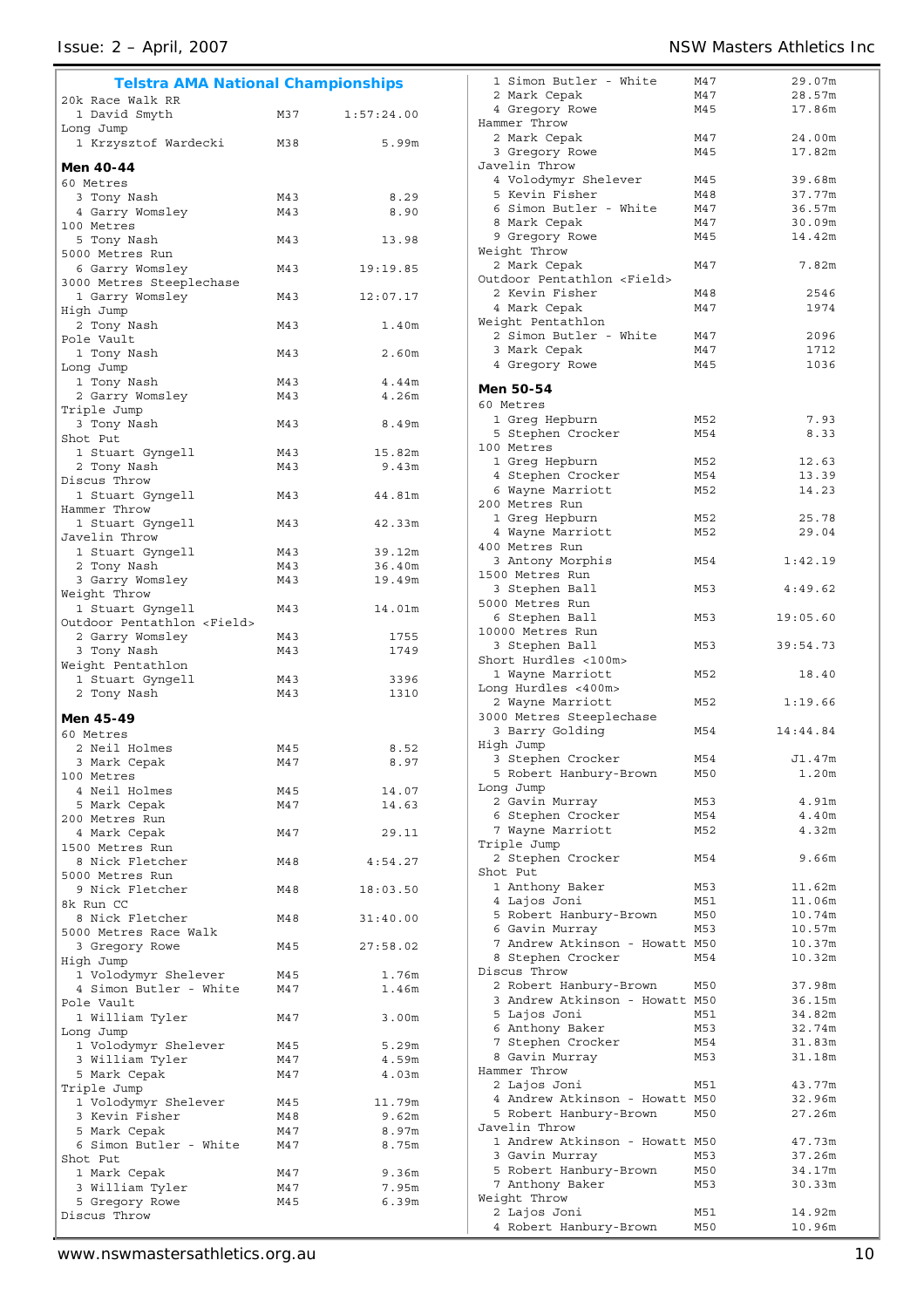## Telstra AMA National Championships

20k Race Walk RR

| | | |
|---|---|---|
| 1 David Smyth | M37 | 1:57:24.00 |

Long Jump

| | | |
|---|---|---|
| 1 Krzysztof Wardecki | M38 | 5.99m |

### Men 40-44

60 Metres

| | | |
|---|---|---|
| 3 Tony Nash | M43 | 8.29 |
| 4 Garry Womsley | M43 | 8.90 |

100 Metres

| | | |
|---|---|---|
| 5 Tony Nash | M43 | 13.98 |

5000 Metres Run

| | | |
|---|---|---|
| 6 Garry Womsley | M43 | 19:19.85 |

3000 Metres Steeplechase

| | | |
|---|---|---|
| 1 Garry Womsley | M43 | 12:07.17 |

High Jump

| | | |
|---|---|---|
| 2 Tony Nash | M43 | 1.40m |

Pole Vault

| | | |
|---|---|---|
| 1 Tony Nash | M43 | 2.60m |

Long Jump

| | | |
|---|---|---|
| 1 Tony Nash | M43 | 4.44m |
| 2 Garry Womsley | M43 | 4.26m |

Triple Jump

| | | |
|---|---|---|
| 3 Tony Nash | M43 | 8.49m |

Shot Put

| | | |
|---|---|---|
| 1 Stuart Gyngell | M43 | 15.82m |
| 2 Tony Nash | M43 | 9.43m |

Discus Throw

| | | |
|---|---|---|
| 1 Stuart Gyngell | M43 | 44.81m |

Hammer Throw

| | | |
|---|---|---|
| 1 Stuart Gyngell | M43 | 42.33m |

Javelin Throw

| | | |
|---|---|---|
| 1 Stuart Gyngell | M43 | 39.12m |
| 2 Tony Nash | M43 | 36.40m |
| 3 Garry Womsley | M43 | 19.49m |

Weight Throw

| | | |
|---|---|---|
| 1 Stuart Gyngell | M43 | 14.01m |

Outdoor Pentathlon <Field>

| | | |
|---|---|---|
| 2 Garry Womsley | M43 | 1755 |
| 3 Tony Nash | M43 | 1749 |

Weight Pentathlon

| | | |
|---|---|---|
| 1 Stuart Gyngell | M43 | 3396 |
| 2 Tony Nash | M43 | 1310 |

### Men 45-49

60 Metres

| | | |
|---|---|---|
| 2 Neil Holmes | M45 | 8.52 |
| 3 Mark Cepak | M47 | 8.97 |

100 Metres

| | | |
|---|---|---|
| 4 Neil Holmes | M45 | 14.07 |
| 5 Mark Cepak | M47 | 14.63 |

200 Metres Run

| | | |
|---|---|---|
| 4 Mark Cepak | M47 | 29.11 |

1500 Metres Run

| | | |
|---|---|---|
| 8 Nick Fletcher | M48 | 4:54.27 |

5000 Metres Run

| | | |
|---|---|---|
| 9 Nick Fletcher | M48 | 18:03.50 |

8k Run CC

| | | |
|---|---|---|
| 8 Nick Fletcher | M48 | 31:40.00 |

5000 Metres Race Walk

| | | |
|---|---|---|
| 3 Gregory Rowe | M45 | 27:58.02 |

High Jump

| | | |
|---|---|---|
| 1 Volodymyr Shelever | M45 | 1.76m |
| 4 Simon Butler - White | M47 | 1.46m |

Pole Vault

| | | |
|---|---|---|
| 1 William Tyler | M47 | 3.00m |

Long Jump

| | | |
|---|---|---|
| 1 Volodymyr Shelever | M45 | 5.29m |
| 3 William Tyler | M47 | 4.59m |
| 5 Mark Cepak | M47 | 4.03m |

Triple Jump

| | | |
|---|---|---|
| 1 Volodymyr Shelever | M45 | 11.79m |
| 3 Kevin Fisher | M48 | 9.62m |
| 5 Mark Cepak | M47 | 8.97m |
| 6 Simon Butler - White | M47 | 8.75m |

Shot Put

| | | |
|---|---|---|
| 1 Mark Cepak | M47 | 9.36m |
| 3 William Tyler | M47 | 7.95m |
| 5 Gregory Rowe | M45 | 6.39m |

Discus Throw

| | | |
|---|---|---|
| 1 Simon Butler - White | M47 | 29.07m |
| 2 Mark Cepak | M47 | 28.57m |
| 4 Gregory Rowe | M45 | 17.86m |

Hammer Throw

| | | |
|---|---|---|
| 2 Mark Cepak | M47 | 24.00m |
| 3 Gregory Rowe | M45 | 17.82m |

Javelin Throw

| | | |
|---|---|---|
| 4 Volodymyr Shelever | M45 | 39.68m |
| 5 Kevin Fisher | M48 | 37.77m |
| 6 Simon Butler - White | M47 | 36.57m |
| 8 Mark Cepak | M47 | 30.09m |
| 9 Gregory Rowe | M45 | 14.42m |

Weight Throw

| | | |
|---|---|---|
| 2 Mark Cepak | M47 | 7.82m |

Outdoor Pentathlon <Field>

| | | |
|---|---|---|
| 2 Kevin Fisher | M48 | 2546 |
| 4 Mark Cepak | M47 | 1974 |

Weight Pentathlon

| | | |
|---|---|---|
| 2 Simon Butler - White | M47 | 2096 |
| 3 Mark Cepak | M47 | 1712 |
| 4 Gregory Rowe | M45 | 1036 |

### Men 50-54

60 Metres

| | | |
|---|---|---|
| 1 Greg Hepburn | M52 | 7.93 |
| 5 Stephen Crocker | M54 | 8.33 |

100 Metres

| | | |
|---|---|---|
| 1 Greg Hepburn | M52 | 12.63 |
| 4 Stephen Crocker | M54 | 13.39 |
| 6 Wayne Marriott | M52 | 14.23 |

200 Metres Run

| | | |
|---|---|---|
| 1 Greg Hepburn | M52 | 25.78 |
| 4 Wayne Marriott | M52 | 29.04 |

400 Metres Run

| | | |
|---|---|---|
| 3 Antony Morphis | M54 | 1:42.19 |

1500 Metres Run

| | | |
|---|---|---|
| 3 Stephen Ball | M53 | 4:49.62 |

5000 Metres Run

| | | |
|---|---|---|
| 6 Stephen Ball | M53 | 19:05.60 |

10000 Metres Run

| | | |
|---|---|---|
| 3 Stephen Ball | M53 | 39:54.73 |

Short Hurdles <100m>

| | | |
|---|---|---|
| 1 Wayne Marriott | M52 | 18.40 |

Long Hurdles <400m>

| | | |
|---|---|---|
| 2 Wayne Marriott | M52 | 1:19.66 |

3000 Metres Steeplechase

| | | |
|---|---|---|
| 3 Barry Golding | M54 | 14:44.84 |

High Jump

| | | |
|---|---|---|
| 3 Stephen Crocker | M54 | J1.47m |
| 5 Robert Hanbury-Brown | M50 | 1.20m |

Long Jump

| | | |
|---|---|---|
| 2 Gavin Murray | M53 | 4.91m |
| 6 Stephen Crocker | M54 | 4.40m |
| 7 Wayne Marriott | M52 | 4.32m |

Triple Jump

| | | |
|---|---|---|
| 2 Stephen Crocker | M54 | 9.66m |

Shot Put

| | | |
|---|---|---|
| 1 Anthony Baker | M53 | 11.62m |
| 4 Lajos Joni | M51 | 11.06m |
| 5 Robert Hanbury-Brown | M50 | 10.74m |
| 6 Gavin Murray | M53 | 10.57m |
| 7 Andrew Atkinson - Howatt | M50 | 10.37m |
| 8 Stephen Crocker | M54 | 10.32m |

Discus Throw

| | | |
|---|---|---|
| 2 Robert Hanbury-Brown | M50 | 37.98m |
| 3 Andrew Atkinson - Howatt | M50 | 36.15m |
| 5 Lajos Joni | M51 | 34.82m |
| 6 Anthony Baker | M53 | 32.74m |
| 7 Stephen Crocker | M54 | 31.83m |
| 8 Gavin Murray | M53 | 31.18m |

Hammer Throw

| | | |
|---|---|---|
| 2 Lajos Joni | M51 | 43.77m |
| 4 Andrew Atkinson - Howatt | M50 | 32.96m |
| 5 Robert Hanbury-Brown | M50 | 27.26m |

Javelin Throw

| | | |
|---|---|---|
| 1 Andrew Atkinson - Howatt | M50 | 47.73m |
| 3 Gavin Murray | M53 | 37.26m |
| 5 Robert Hanbury-Brown | M50 | 34.17m |
| 7 Anthony Baker | M53 | 30.33m |

Weight Throw

| | | |
|---|---|---|
| 2 Lajos Joni | M51 | 14.92m |
| 4 Robert Hanbury-Brown | M50 | 10.96m |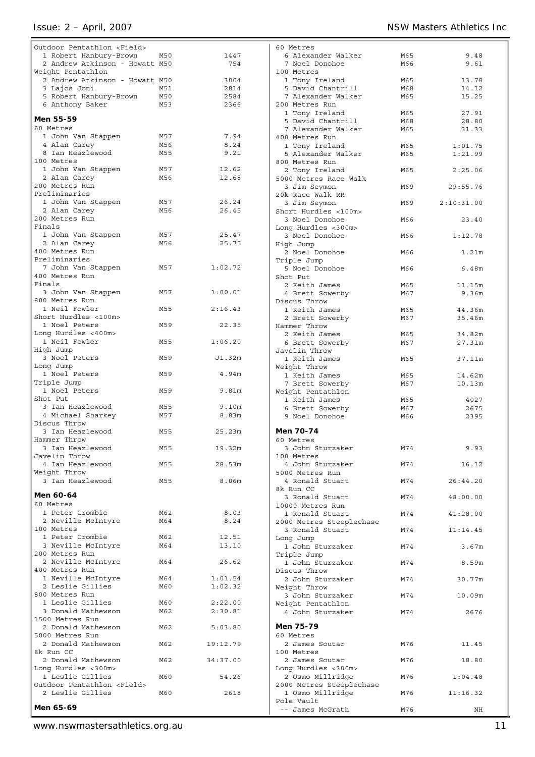Outdoor Pentathlon <Field>

| | | |
|---|---|---|
| 1 Robert Hanbury-Brown | M50 | 1447 |
| 2 Andrew Atkinson - Howatt | M50 | 754 |

Weight Pentathlon

| | | |
|---|---|---|
| 2 Andrew Atkinson - Howatt | M50 | 3004 |
| 3 Lajos Joni | M51 | 2814 |
| 5 Robert Hanbury-Brown | M50 | 2584 |
| 6 Anthony Baker | M53 | 2366 |

### Men 55-59

60 Metres

| | | |
|---|---|---|
| 1 John Van Stappen | M57 | 7.94 |
| 4 Alan Carey | M56 | 8.24 |
| 8 Ian Heazlewood | M55 | 9.21 |

100 Metres

| | | |
|---|---|---|
| 1 John Van Stappen | M57 | 12.62 |
| 2 Alan Carey | M56 | 12.68 |

200 Metres Run
Preliminaries

| | | |
|---|---|---|
| 1 John Van Stappen | M57 | 26.24 |
| 2 Alan Carey | M56 | 26.45 |

200 Metres Run
Finals

| | | |
|---|---|---|
| 1 John Van Stappen | M57 | 25.47 |
| 2 Alan Carey | M56 | 25.75 |

400 Metres Run
Preliminaries

| | | |
|---|---|---|
| 7 John Van Stappen | M57 | 1:02.72 |

400 Metres Run
Finals

| | | |
|---|---|---|
| 3 John Van Stappen | M57 | 1:00.01 |

800 Metres Run

| | | |
|---|---|---|
| 1 Neil Fowler | M55 | 2:16.43 |

Short Hurdles <100m>

| | | |
|---|---|---|
| 1 Noel Peters | M59 | 22.35 |

Long Hurdles <400m>

| | | |
|---|---|---|
| 1 Neil Fowler | M55 | 1:06.20 |

High Jump

| | | |
|---|---|---|
| 3 Noel Peters | M59 | J1.32m |

Long Jump

| | | |
|---|---|---|
| 1 Noel Peters | M59 | 4.94m |

Triple Jump

| | | |
|---|---|---|
| 1 Noel Peters | M59 | 9.81m |

Shot Put

| | | |
|---|---|---|
| 3 Ian Heazlewood | M55 | 9.10m |
| 4 Michael Sharkey | M57 | 8.83m |

Discus Throw

| | | |
|---|---|---|
| 3 Ian Heazlewood | M55 | 25.23m |

Hammer Throw

| | | |
|---|---|---|
| 3 Ian Heazlewood | M55 | 19.32m |

Javelin Throw

| | | |
|---|---|---|
| 4 Ian Heazlewood | M55 | 28.53m |

Weight Throw

| | | |
|---|---|---|
| 3 Ian Heazlewood | M55 | 8.06m |

### Men 60-64

60 Metres

| | | |
|---|---|---|
| 1 Peter Crombie | M62 | 8.03 |
| 2 Neville McIntyre | M64 | 8.24 |

100 Metres

| | | |
|---|---|---|
| 1 Peter Crombie | M62 | 12.51 |
| 3 Neville McIntyre | M64 | 13.10 |

200 Metres Run

| | | |
|---|---|---|
| 2 Neville McIntyre | M64 | 26.62 |

400 Metres Run

| | | |
|---|---|---|
| 1 Neville McIntyre | M64 | 1:01.54 |
| 2 Leslie Gillies | M60 | 1:02.32 |

800 Metres Run

| | | |
|---|---|---|
| 1 Leslie Gillies | M60 | 2:22.00 |
| 3 Donald Mathewson | M62 | 2:30.81 |

1500 Metres Run

| | | |
|---|---|---|
| 2 Donald Mathewson | M62 | 5:03.80 |

5000 Metres Run

| | | |
|---|---|---|
| 2 Donald Mathewson | M62 | 19:12.79 |

8k Run CC

| | | |
|---|---|---|
| 2 Donald Mathewson | M62 | 34:37.00 |

Long Hurdles <300m>

| | | |
|---|---|---|
| 1 Leslie Gillies | M60 | 54.26 |

Outdoor Pentathlon <Field>

| | | |
|---|---|---|
| 2 Leslie Gillies | M60 | 2618 |

### Men 65-69

60 Metres

| | | |
|---|---|---|
| 6 Alexander Walker | M65 | 9.48 |
| 7 Noel Donohoe | M66 | 9.61 |

100 Metres

| | | |
|---|---|---|
| 1 Tony Ireland | M65 | 13.78 |
| 5 David Chantrill | M68 | 14.12 |
| 7 Alexander Walker | M65 | 15.25 |

200 Metres Run

| | | |
|---|---|---|
| 1 Tony Ireland | M65 | 27.91 |
| 5 David Chantrill | M68 | 28.80 |
| 7 Alexander Walker | M65 | 31.33 |

400 Metres Run

| | | |
|---|---|---|
| 1 Tony Ireland | M65 | 1:01.75 |
| 5 Alexander Walker | M65 | 1:21.99 |

800 Metres Run

| | | |
|---|---|---|
| 2 Tony Ireland | M65 | 2:25.06 |

5000 Metres Race Walk

| | | |
|---|---|---|
| 3 Jim Seymon | M69 | 29:55.76 |

20k Race Walk RR

| | | |
|---|---|---|
| 3 Jim Seymon | M69 | 2:10:31.00 |

Short Hurdles <100m>

| | | |
|---|---|---|
| 3 Noel Donohoe | M66 | 23.40 |

Long Hurdles <300m>

| | | |
|---|---|---|
| 3 Noel Donohoe | M66 | 1:12.78 |

High Jump

| | | |
|---|---|---|
| 2 Noel Donohoe | M66 | 1.21m |

Triple Jump

| | | |
|---|---|---|
| 5 Noel Donohoe | M66 | 6.48m |

Shot Put

| | | |
|---|---|---|
| 2 Keith James | M65 | 11.15m |
| 4 Brett Sowerby | M67 | 9.36m |

Discus Throw

| | | |
|---|---|---|
| 1 Keith James | M65 | 44.36m |
| 2 Brett Sowerby | M67 | 35.46m |

Hammer Throw

| | | |
|---|---|---|
| 2 Keith James | M65 | 34.82m |
| 6 Brett Sowerby | M67 | 27.31m |

Javelin Throw

| | | |
|---|---|---|
| 1 Keith James | M65 | 37.11m |

Weight Throw

| | | |
|---|---|---|
| 1 Keith James | M65 | 14.62m |
| 7 Brett Sowerby | M67 | 10.13m |

Weight Pentathlon

| | | |
|---|---|---|
| 1 Keith James | M65 | 4027 |
| 6 Brett Sowerby | M67 | 2675 |
| 9 Noel Donohoe | M66 | 2395 |

### Men 70-74

60 Metres

| | | |
|---|---|---|
| 3 John Sturzaker | M74 | 9.93 |

100 Metres

| | | |
|---|---|---|
| 4 John Sturzaker | M74 | 16.12 |

5000 Metres Run

| | | |
|---|---|---|
| 4 Ronald Stuart | M74 | 26:44.20 |

8k Run CC

| | | |
|---|---|---|
| 3 Ronald Stuart | M74 | 48:00.00 |

10000 Metres Run

| | | |
|---|---|---|
| 1 Ronald Stuart | M74 | 41:28.00 |

2000 Metres Steeplechase

| | | |
|---|---|---|
| 3 Ronald Stuart | M74 | 11:14.45 |

Long Jump

| | | |
|---|---|---|
| 1 John Sturzaker | M74 | 3.67m |

Triple Jump

| | | |
|---|---|---|
| 1 John Sturzaker | M74 | 8.59m |

Discus Throw

| | | |
|---|---|---|
| 2 John Sturzaker | M74 | 30.77m |

Weight Throw

| | | |
|---|---|---|
| 3 John Sturzaker | M74 | 10.09m |

Weight Pentathlon

| | | |
|---|---|---|
| 4 John Sturzaker | M74 | 2676 |

### Men 75-79

60 Metres

| | | |
|---|---|---|
| 2 James Soutar | M76 | 11.45 |

100 Metres

| | | |
|---|---|---|
| 2 James Soutar | M76 | 18.80 |

Long Hurdles <300m>

| | | |
|---|---|---|
| 2 Osmo Millridge | M76 | 1:04.48 |

2000 Metres Steeplechase

| | | |
|---|---|---|
| 1 Osmo Millridge | M76 | 11:16.32 |

Pole Vault

| | | |
|---|---|---|
| -- James McGrath | M76 | NH |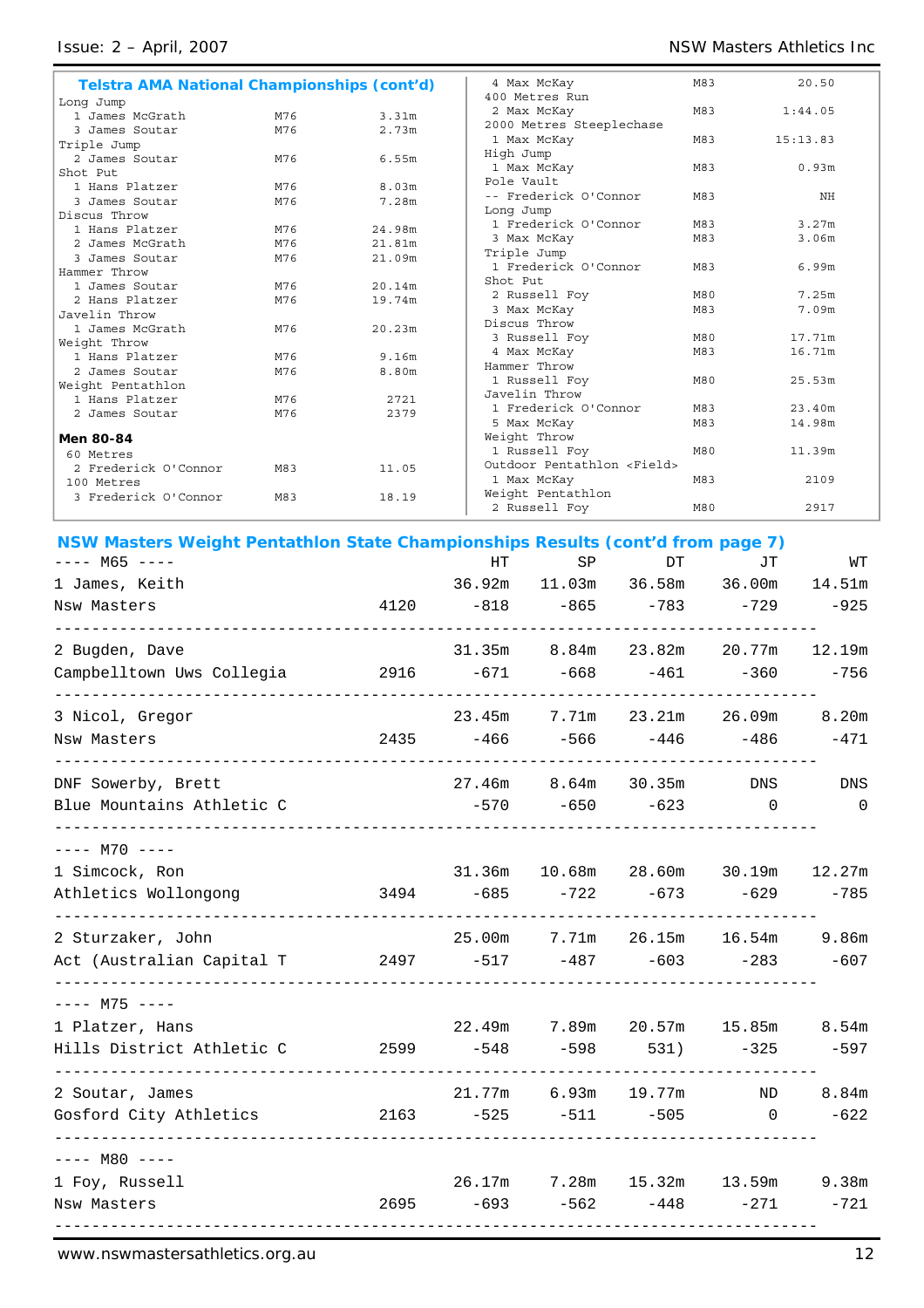## Telstra AMA National Championships (cont'd)

Long Jump

| | | |
|---|---|---|
| 1 James McGrath | M76 | 3.31m |
| 3 James Soutar | M76 | 2.73m |

Triple Jump

| | | |
|---|---|---|
| 2 James Soutar | M76 | 6.55m |

Shot Put

| | | |
|---|---|---|
| 1 Hans Platzer | M76 | 8.03m |
| 3 James Soutar | M76 | 7.28m |

Discus Throw

| | | |
|---|---|---|
| 1 Hans Platzer | M76 | 24.98m |
| 2 James McGrath | M76 | 21.81m |
| 3 James Soutar | M76 | 21.09m |

Hammer Throw

| | | |
|---|---|---|
| 1 James Soutar | M76 | 20.14m |
| 2 Hans Platzer | M76 | 19.74m |

Javelin Throw

| | | |
|---|---|---|
| 1 James McGrath | M76 | 20.23m |

Weight Throw

| | | |
|---|---|---|
| 1 Hans Platzer | M76 | 9.16m |
| 2 James Soutar | M76 | 8.80m |

Weight Pentathlon

| | | |
|---|---|---|
| 1 Hans Platzer | M76 | 2721 |
| 2 James Soutar | M76 | 2379 |

**Men 80-84**

60 Metres

| | | |
|---|---|---|
| 2 Frederick O'Connor | M83 | 11.05 |

100 Metres

| | | |
|---|---|---|
| 3 Frederick O'Connor | M83 | 18.19 |
| 4 Max McKay | M83 | 20.50 |

400 Metres Run

| | | |
|---|---|---|
| 2 Max McKay | M83 | 1:44.05 |

2000 Metres Steeplechase

| | | |
|---|---|---|
| 1 Max McKay | M83 | 15:13.83 |

High Jump

| | | |
|---|---|---|
| 1 Max McKay | M83 | 0.93m |

Pole Vault

| | | |
|---|---|---|
| -- Frederick O'Connor | M83 | NH |

Long Jump

| | | |
|---|---|---|
| 1 Frederick O'Connor | M83 | 3.27m |
| 3 Max McKay | M83 | 3.06m |

Triple Jump

| | | |
|---|---|---|
| 1 Frederick O'Connor | M83 | 6.99m |

Shot Put

| | | |
|---|---|---|
| 2 Russell Foy | M80 | 7.25m |
| 3 Max McKay | M83 | 7.09m |

Discus Throw

| | | |
|---|---|---|
| 3 Russell Foy | M80 | 17.71m |
| 4 Max McKay | M83 | 16.71m |

Hammer Throw

| | | |
|---|---|---|
| 1 Russell Foy | M80 | 25.53m |

Javelin Throw

| | | |
|---|---|---|
| 1 Frederick O'Connor | M83 | 23.40m |
| 5 Max McKay | M83 | 14.98m |

Weight Throw

| | | |
|---|---|---|
| 1 Russell Foy | M80 | 11.39m |

Outdoor Pentathlon <Field>

| | | |
|---|---|---|
| 1 Max McKay | M83 | 2109 |

Weight Pentathlon

| | | |
|---|---|---|
| 2 Russell Foy | M80 | 2917 |

## NSW Masters Weight Pentathlon State Championships Results (cont'd from page 7)

| ---- M65 ---- | | HT | SP | DT | JT | WT |
|---|---|---|---|---|---|---|
| 1 James, Keith | | 36.92m | 11.03m | 36.58m | 36.00m | 14.51m |
| Nsw Masters | 4120 | -818 | -865 | -783 | -729 | -925 |
| 2 Bugden, Dave | | 31.35m | 8.84m | 23.82m | 20.77m | 12.19m |
| Campbelltown Uws Collegia | 2916 | -671 | -668 | -461 | -360 | -756 |
| 3 Nicol, Gregor | | 23.45m | 7.71m | 23.21m | 26.09m | 8.20m |
| Nsw Masters | 2435 | -466 | -566 | -446 | -486 | -471 |
| DNF Sowerby, Brett | | 27.46m | 8.64m | 30.35m | DNS | DNS |
| Blue Mountains Athletic C | | -570 | -650 | -623 | 0 | 0 |
| **---- M70 ----** | | | | | | |
| 1 Simcock, Ron | | 31.36m | 10.68m | 28.60m | 30.19m | 12.27m |
| Athletics Wollongong | 3494 | -685 | -722 | -673 | -629 | -785 |
| 2 Sturzaker, John | | 25.00m | 7.71m | 26.15m | 16.54m | 9.86m |
| Act (Australian Capital T | 2497 | -517 | -487 | -603 | -283 | -607 |
| **---- M75 ----** | | | | | | |
| 1 Platzer, Hans | | 22.49m | 7.89m | 20.57m | 15.85m | 8.54m |
| Hills District Athletic C | 2599 | -548 | -598 | 531) | -325 | -597 |
| 2 Soutar, James | | 21.77m | 6.93m | 19.77m | ND | 8.84m |
| Gosford City Athletics | 2163 | -525 | -511 | -505 | 0 | -622 |
| **---- M80 ----** | | | | | | |
| 1 Foy, Russell | | 26.17m | 7.28m | 15.32m | 13.59m | 9.38m |
| Nsw Masters | 2695 | -693 | -562 | -448 | -271 | -721 |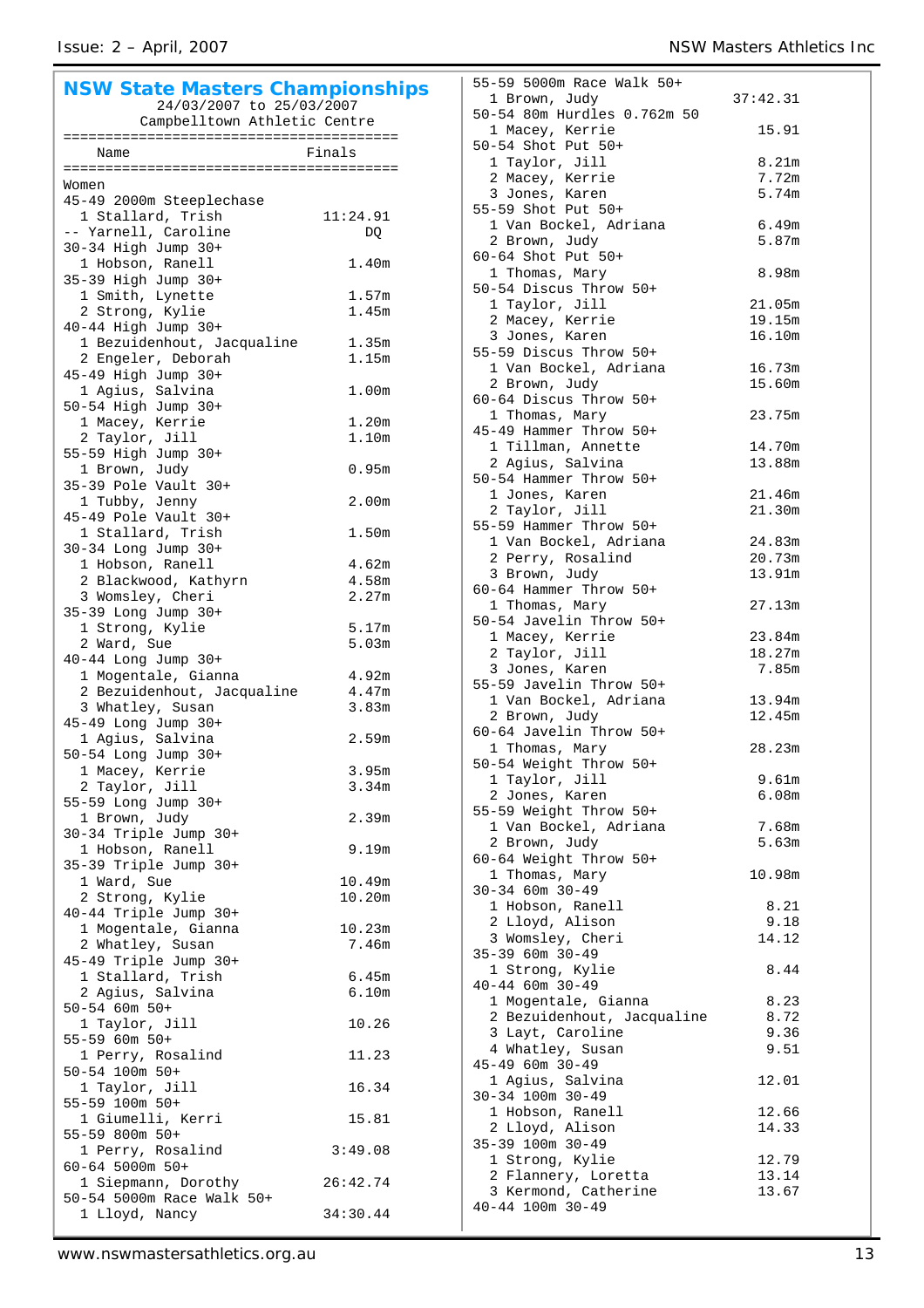## NSW State Masters Championships

24/03/2007 to 25/03/2007
Campbelltown Athletic Centre

| Name | Finals |
|---|---|
| **Women** | |
| **45-49 2000m Steeplechase** | |
| 1 Stallard, Trish | 11:24.91 |
| -- Yarnell, Caroline | DQ |
| **30-34 High Jump 30+** | |
| 1 Hobson, Ranell | 1.40m |
| **35-39 High Jump 30+** | |
| 1 Smith, Lynette | 1.57m |
| 2 Strong, Kylie | 1.45m |
| **40-44 High Jump 30+** | |
| 1 Bezuidenhout, Jacqualine | 1.35m |
| 2 Engeler, Deborah | 1.15m |
| **45-49 High Jump 30+** | |
| 1 Agius, Salvina | 1.00m |
| **50-54 High Jump 30+** | |
| 1 Macey, Kerrie | 1.20m |
| 2 Taylor, Jill | 1.10m |
| **55-59 High Jump 30+** | |
| 1 Brown, Judy | 0.95m |
| **35-39 Pole Vault 30+** | |
| 1 Tubby, Jenny | 2.00m |
| **45-49 Pole Vault 30+** | |
| 1 Stallard, Trish | 1.50m |
| **30-34 Long Jump 30+** | |
| 1 Hobson, Ranell | 4.62m |
| 2 Blackwood, Kathyrn | 4.58m |
| 3 Womsley, Cheri | 2.27m |
| **35-39 Long Jump 30+** | |
| 1 Strong, Kylie | 5.17m |
| 2 Ward, Sue | 5.03m |
| **40-44 Long Jump 30+** | |
| 1 Mogentale, Gianna | 4.92m |
| 2 Bezuidenhout, Jacqualine | 4.47m |
| 3 Whatley, Susan | 3.83m |
| **45-49 Long Jump 30+** | |
| 1 Agius, Salvina | 2.59m |
| **50-54 Long Jump 30+** | |
| 1 Macey, Kerrie | 3.95m |
| 2 Taylor, Jill | 3.34m |
| **55-59 Long Jump 30+** | |
| 1 Brown, Judy | 2.39m |
| **30-34 Triple Jump 30+** | |
| 1 Hobson, Ranell | 9.19m |
| **35-39 Triple Jump 30+** | |
| 1 Ward, Sue | 10.49m |
| 2 Strong, Kylie | 10.20m |
| **40-44 Triple Jump 30+** | |
| 1 Mogentale, Gianna | 10.23m |
| 2 Whatley, Susan | 7.46m |
| **45-49 Triple Jump 30+** | |
| 1 Stallard, Trish | 6.45m |
| 2 Agius, Salvina | 6.10m |
| **50-54 60m 50+** | |
| 1 Taylor, Jill | 10.26 |
| **55-59 60m 50+** | |
| 1 Perry, Rosalind | 11.23 |
| **50-54 100m 50+** | |
| 1 Taylor, Jill | 16.34 |
| **55-59 100m 50+** | |
| 1 Giumelli, Kerri | 15.81 |
| **55-59 800m 50+** | |
| 1 Perry, Rosalind | 3:49.08 |
| **60-64 5000m 50+** | |
| 1 Siepmann, Dorothy | 26:42.74 |
| **50-54 5000m Race Walk 50+** | |
| 1 Lloyd, Nancy | 34:30.44 |
| **55-59 5000m Race Walk 50+** | |
| 1 Brown, Judy | 37:42.31 |
| **50-54 80m Hurdles 0.762m 50** | |
| 1 Macey, Kerrie | 15.91 |
| **50-54 Shot Put 50+** | |
| 1 Taylor, Jill | 8.21m |
| 2 Macey, Kerrie | 7.72m |
| 3 Jones, Karen | 5.74m |
| **55-59 Shot Put 50+** | |
| 1 Van Bockel, Adriana | 6.49m |
| 2 Brown, Judy | 5.87m |
| **60-64 Shot Put 50+** | |
| 1 Thomas, Mary | 8.98m |
| **50-54 Discus Throw 50+** | |
| 1 Taylor, Jill | 21.05m |
| 2 Macey, Kerrie | 19.15m |
| 3 Jones, Karen | 16.10m |
| **55-59 Discus Throw 50+** | |
| 1 Van Bockel, Adriana | 16.73m |
| 2 Brown, Judy | 15.60m |
| **60-64 Discus Throw 50+** | |
| 1 Thomas, Mary | 23.75m |
| **45-49 Hammer Throw 50+** | |
| 1 Tillman, Annette | 14.70m |
| 2 Agius, Salvina | 13.88m |
| **50-54 Hammer Throw 50+** | |
| 1 Jones, Karen | 21.46m |
| 2 Taylor, Jill | 21.30m |
| **55-59 Hammer Throw 50+** | |
| 1 Van Bockel, Adriana | 24.83m |
| 2 Perry, Rosalind | 20.73m |
| 3 Brown, Judy | 13.91m |
| **60-64 Hammer Throw 50+** | |
| 1 Thomas, Mary | 27.13m |
| **50-54 Javelin Throw 50+** | |
| 1 Macey, Kerrie | 23.84m |
| 2 Taylor, Jill | 18.27m |
| 3 Jones, Karen | 7.85m |
| **55-59 Javelin Throw 50+** | |
| 1 Van Bockel, Adriana | 13.94m |
| 2 Brown, Judy | 12.45m |
| **60-64 Javelin Throw 50+** | |
| 1 Thomas, Mary | 28.23m |
| **50-54 Weight Throw 50+** | |
| 1 Taylor, Jill | 9.61m |
| 2 Jones, Karen | 6.08m |
| **55-59 Weight Throw 50+** | |
| 1 Van Bockel, Adriana | 7.68m |
| 2 Brown, Judy | 5.63m |
| **60-64 Weight Throw 50+** | |
| 1 Thomas, Mary | 10.98m |
| **30-34 60m 30-49** | |
| 1 Hobson, Ranell | 8.21 |
| 2 Lloyd, Alison | 9.18 |
| 3 Womsley, Cheri | 14.12 |
| **35-39 60m 30-49** | |
| 1 Strong, Kylie | 8.44 |
| **40-44 60m 30-49** | |
| 1 Mogentale, Gianna | 8.23 |
| 2 Bezuidenhout, Jacqualine | 8.72 |
| 3 Layt, Caroline | 9.36 |
| 4 Whatley, Susan | 9.51 |
| **45-49 60m 30-49** | |
| 1 Agius, Salvina | 12.01 |
| **30-34 100m 30-49** | |
| 1 Hobson, Ranell | 12.66 |
| 2 Lloyd, Alison | 14.33 |
| **35-39 100m 30-49** | |
| 1 Strong, Kylie | 12.79 |
| 2 Flannery, Loretta | 13.14 |
| 3 Kermond, Catherine | 13.67 |
| **40-44 100m 30-49** | |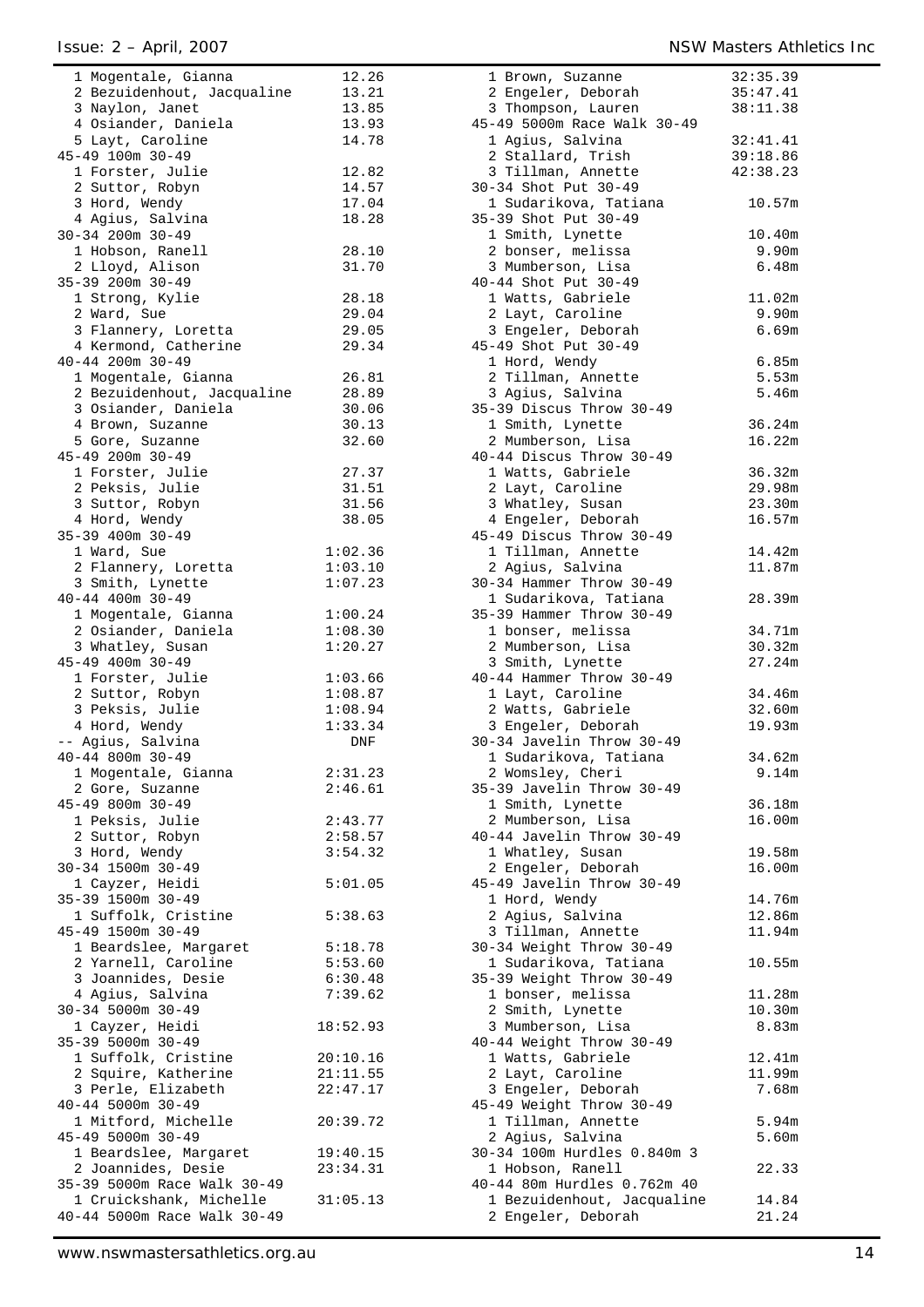1 Mogentale, Gianna 12.26
2 Bezuidenhout, Jacqualine 13.21
3 Naylon, Janet 13.85
4 Osiander, Daniela 13.93
5 Layt, Caroline 14.78

45-49 100m 30-49
1 Forster, Julie 12.82
2 Suttor, Robyn 14.57
3 Hord, Wendy 17.04
4 Agius, Salvina 18.28

30-34 200m 30-49
1 Hobson, Ranell 28.10
2 Lloyd, Alison 31.70

35-39 200m 30-49
1 Strong, Kylie 28.18
2 Ward, Sue 29.04
3 Flannery, Loretta 29.05
4 Kermond, Catherine 29.34

40-44 200m 30-49
1 Mogentale, Gianna 26.81
2 Bezuidenhout, Jacqualine 28.89
3 Osiander, Daniela 30.06
4 Brown, Suzanne 30.13
5 Gore, Suzanne 32.60

45-49 200m 30-49
1 Forster, Julie 27.37
2 Peksis, Julie 31.51
3 Suttor, Robyn 31.56
4 Hord, Wendy 38.05

35-39 400m 30-49
1 Ward, Sue 1:02.36
2 Flannery, Loretta 1:03.10
3 Smith, Lynette 1:07.23

40-44 400m 30-49
1 Mogentale, Gianna 1:00.24
2 Osiander, Daniela 1:08.30
3 Whatley, Susan 1:20.27

45-49 400m 30-49
1 Forster, Julie 1:03.66
2 Suttor, Robyn 1:08.87
3 Peksis, Julie 1:08.94
4 Hord, Wendy 1:33.34
-- Agius, Salvina DNF

40-44 800m 30-49
1 Mogentale, Gianna 2:31.23
2 Gore, Suzanne 2:46.61

45-49 800m 30-49
1 Peksis, Julie 2:43.77
2 Suttor, Robyn 2:58.57
3 Hord, Wendy 3:54.32

30-34 1500m 30-49
1 Cayzer, Heidi 5:01.05

35-39 1500m 30-49
1 Suffolk, Cristine 5:38.63

45-49 1500m 30-49
1 Beardslee, Margaret 5:18.78
2 Yarnell, Caroline 5:53.60
3 Joannides, Desie 6:30.48
4 Agius, Salvina 7:39.62

30-34 5000m 30-49
1 Cayzer, Heidi 18:52.93

35-39 5000m 30-49
1 Suffolk, Cristine 20:10.16
2 Squire, Katherine 21:11.55
3 Perle, Elizabeth 22:47.17

40-44 5000m 30-49
1 Mitford, Michelle 20:39.72

45-49 5000m 30-49
1 Beardslee, Margaret 19:40.15
2 Joannides, Desie 23:34.31

35-39 5000m Race Walk 30-49
1 Cruickshank, Michelle 31:05.13

40-44 5000m Race Walk 30-49
1 Brown, Suzanne 32:35.39
2 Engeler, Deborah 35:47.41
3 Thompson, Lauren 38:11.38

45-49 5000m Race Walk 30-49
1 Agius, Salvina 32:41.41
2 Stallard, Trish 39:18.86
3 Tillman, Annette 42:38.23

30-34 Shot Put 30-49
1 Sudarikova, Tatiana 10.57m

35-39 Shot Put 30-49
1 Smith, Lynette 10.40m
2 bonser, melissa 9.90m
3 Mumberson, Lisa 6.48m

40-44 Shot Put 30-49
1 Watts, Gabriele 11.02m
2 Layt, Caroline 9.90m
3 Engeler, Deborah 6.69m

45-49 Shot Put 30-49
1 Hord, Wendy 6.85m
2 Tillman, Annette 5.53m
3 Agius, Salvina 5.46m

35-39 Discus Throw 30-49
1 Smith, Lynette 36.24m
2 Mumberson, Lisa 16.22m

40-44 Discus Throw 30-49
1 Watts, Gabriele 36.32m
2 Layt, Caroline 29.98m
3 Whatley, Susan 23.30m
4 Engeler, Deborah 16.57m

45-49 Discus Throw 30-49
1 Tillman, Annette 14.42m
2 Agius, Salvina 11.87m

30-34 Hammer Throw 30-49
1 Sudarikova, Tatiana 28.39m

35-39 Hammer Throw 30-49
1 bonser, melissa 34.71m
2 Mumberson, Lisa 30.32m
3 Smith, Lynette 27.24m

40-44 Hammer Throw 30-49
1 Layt, Caroline 34.46m
2 Watts, Gabriele 32.60m
3 Engeler, Deborah 19.93m

30-34 Javelin Throw 30-49
1 Sudarikova, Tatiana 34.62m
2 Womsley, Cheri 9.14m

35-39 Javelin Throw 30-49
1 Smith, Lynette 36.18m
2 Mumberson, Lisa 16.00m

40-44 Javelin Throw 30-49
1 Whatley, Susan 19.58m
2 Engeler, Deborah 16.00m

45-49 Javelin Throw 30-49
1 Hord, Wendy 14.76m
2 Agius, Salvina 12.86m
3 Tillman, Annette 11.94m

30-34 Weight Throw 30-49
1 Sudarikova, Tatiana 10.55m

35-39 Weight Throw 30-49
1 bonser, melissa 11.28m
2 Smith, Lynette 10.30m
3 Mumberson, Lisa 8.83m

40-44 Weight Throw 30-49
1 Watts, Gabriele 12.41m
2 Layt, Caroline 11.99m
3 Engeler, Deborah 7.68m

45-49 Weight Throw 30-49
1 Tillman, Annette 5.94m
2 Agius, Salvina 5.60m

30-34 100m Hurdles 0.840m 3
1 Hobson, Ranell 22.33

40-44 80m Hurdles 0.762m 40
1 Bezuidenhout, Jacqualine 14.84
2 Engeler, Deborah 21.24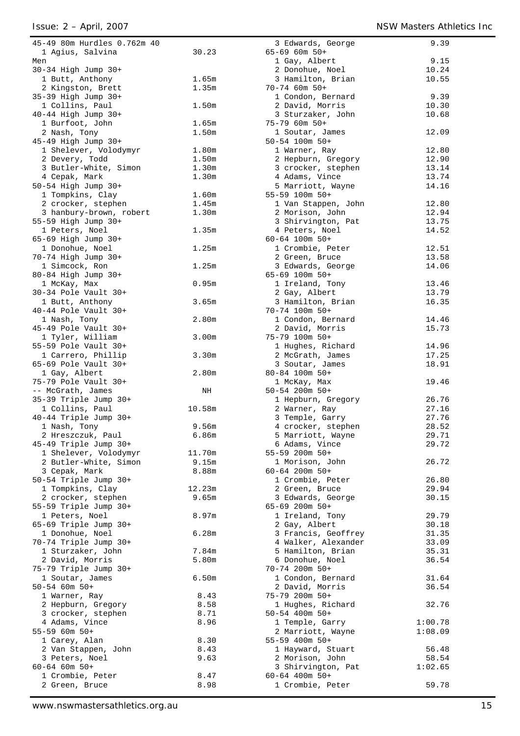45-49 80m Hurdles 0.762m 40

| | |
|---|---|
| 1 Agius, Salvina | 30.23 |

Men

30-34 High Jump 30+

| | |
|---|---|
| 1 Butt, Anthony | 1.65m |
| 2 Kingston, Brett | 1.35m |

35-39 High Jump 30+

| | |
|---|---|
| 1 Collins, Paul | 1.50m |

40-44 High Jump 30+

| | |
|---|---|
| 1 Burfoot, John | 1.65m |
| 2 Nash, Tony | 1.50m |

45-49 High Jump 30+

| | |
|---|---|
| 1 Shelever, Volodymyr | 1.80m |
| 2 Devery, Todd | 1.50m |
| 3 Butler-White, Simon | 1.30m |
| 4 Cepak, Mark | 1.30m |

50-54 High Jump 30+

| | |
|---|---|
| 1 Tompkins, Clay | 1.60m |
| 2 crocker, stephen | 1.45m |
| 3 hanbury-brown, robert | 1.30m |

55-59 High Jump 30+

| | |
|---|---|
| 1 Peters, Noel | 1.35m |

65-69 High Jump 30+

| | |
|---|---|
| 1 Donohue, Noel | 1.25m |

70-74 High Jump 30+

| | |
|---|---|
| 1 Simcock, Ron | 1.25m |

80-84 High Jump 30+

| | |
|---|---|
| 1 McKay, Max | 0.95m |

30-34 Pole Vault 30+

| | |
|---|---|
| 1 Butt, Anthony | 3.65m |

40-44 Pole Vault 30+

| | |
|---|---|
| 1 Nash, Tony | 2.80m |

45-49 Pole Vault 30+

| | |
|---|---|
| 1 Tyler, William | 3.00m |

55-59 Pole Vault 30+

| | |
|---|---|
| 1 Carrero, Phillip | 3.30m |

65-69 Pole Vault 30+

| | |
|---|---|
| 1 Gay, Albert | 2.80m |

75-79 Pole Vault 30+

| | |
|---|---|
| -- McGrath, James | NH |

35-39 Triple Jump 30+

| | |
|---|---|
| 1 Collins, Paul | 10.58m |

40-44 Triple Jump 30+

| | |
|---|---|
| 1 Nash, Tony | 9.56m |
| 2 Hreszczuk, Paul | 6.86m |

45-49 Triple Jump 30+

| | |
|---|---|
| 1 Shelever, Volodymyr | 11.70m |
| 2 Butler-White, Simon | 9.15m |
| 3 Cepak, Mark | 8.88m |

50-54 Triple Jump 30+

| | |
|---|---|
| 1 Tompkins, Clay | 12.23m |
| 2 crocker, stephen | 9.65m |

55-59 Triple Jump 30+

| | |
|---|---|
| 1 Peters, Noel | 8.97m |

65-69 Triple Jump 30+

| | |
|---|---|
| 1 Donohue, Noel | 6.28m |

70-74 Triple Jump 30+

| | |
|---|---|
| 1 Sturzaker, John | 7.84m |
| 2 David, Morris | 5.80m |

75-79 Triple Jump 30+

| | |
|---|---|
| 1 Soutar, James | 6.50m |

50-54 60m 50+

| | |
|---|---|
| 1 Warner, Ray | 8.43 |
| 2 Hepburn, Gregory | 8.58 |
| 3 crocker, stephen | 8.71 |
| 4 Adams, Vince | 8.96 |

55-59 60m 50+

| | |
|---|---|
| 1 Carey, Alan | 8.30 |
| 2 Van Stappen, John | 8.43 |
| 3 Peters, Noel | 9.63 |

60-64 60m 50+

| | |
|---|---|
| 1 Crombie, Peter | 8.47 |
| 2 Green, Bruce | 8.98 |
| 3 Edwards, George | 9.39 |

65-69 60m 50+

| | |
|---|---|
| 1 Gay, Albert | 9.15 |
| 2 Donohue, Noel | 10.24 |
| 3 Hamilton, Brian | 10.55 |

70-74 60m 50+

| | |
|---|---|
| 1 Condon, Bernard | 9.39 |
| 2 David, Morris | 10.30 |
| 3 Sturzaker, John | 10.68 |

75-79 60m 50+

| | |
|---|---|
| 1 Soutar, James | 12.09 |

50-54 100m 50+

| | |
|---|---|
| 1 Warner, Ray | 12.80 |
| 2 Hepburn, Gregory | 12.90 |
| 3 crocker, stephen | 13.14 |
| 4 Adams, Vince | 13.74 |
| 5 Marriott, Wayne | 14.16 |

55-59 100m 50+

| | |
|---|---|
| 1 Van Stappen, John | 12.80 |
| 2 Morison, John | 12.94 |
| 3 Shirvington, Pat | 13.75 |
| 4 Peters, Noel | 14.52 |

60-64 100m 50+

| | |
|---|---|
| 1 Crombie, Peter | 12.51 |
| 2 Green, Bruce | 13.58 |
| 3 Edwards, George | 14.06 |

65-69 100m 50+

| | |
|---|---|
| 1 Ireland, Tony | 13.46 |
| 2 Gay, Albert | 13.79 |
| 3 Hamilton, Brian | 16.35 |

70-74 100m 50+

| | |
|---|---|
| 1 Condon, Bernard | 14.46 |
| 2 David, Morris | 15.73 |

75-79 100m 50+

| | |
|---|---|
| 1 Hughes, Richard | 14.96 |
| 2 McGrath, James | 17.25 |
| 3 Soutar, James | 18.91 |

80-84 100m 50+

| | |
|---|---|
| 1 McKay, Max | 19.46 |

50-54 200m 50+

| | |
|---|---|
| 1 Hepburn, Gregory | 26.76 |
| 2 Warner, Ray | 27.16 |
| 3 Temple, Garry | 27.76 |
| 4 crocker, stephen | 28.52 |
| 5 Marriott, Wayne | 29.71 |
| 6 Adams, Vince | 29.72 |

55-59 200m 50+

| | |
|---|---|
| 1 Morison, John | 26.72 |

60-64 200m 50+

| | |
|---|---|
| 1 Crombie, Peter | 26.80 |
| 2 Green, Bruce | 29.94 |
| 3 Edwards, George | 30.15 |

65-69 200m 50+

| | |
|---|---|
| 1 Ireland, Tony | 29.79 |
| 2 Gay, Albert | 30.18 |
| 3 Francis, Geoffrey | 31.35 |
| 4 Walker, Alexander | 33.09 |
| 5 Hamilton, Brian | 35.31 |
| 6 Donohue, Noel | 36.54 |

70-74 200m 50+

| | |
|---|---|
| 1 Condon, Bernard | 31.64 |
| 2 David, Morris | 36.54 |

75-79 200m 50+

| | |
|---|---|
| 1 Hughes, Richard | 32.76 |

50-54 400m 50+

| | |
|---|---|
| 1 Temple, Garry | 1:00.78 |
| 2 Marriott, Wayne | 1:08.09 |

55-59 400m 50+

| | |
|---|---|
| 1 Hayward, Stuart | 56.48 |
| 2 Morison, John | 58.54 |
| 3 Shirvington, Pat | 1:02.65 |

60-64 400m 50+

| | |
|---|---|
| 1 Crombie, Peter | 59.78 |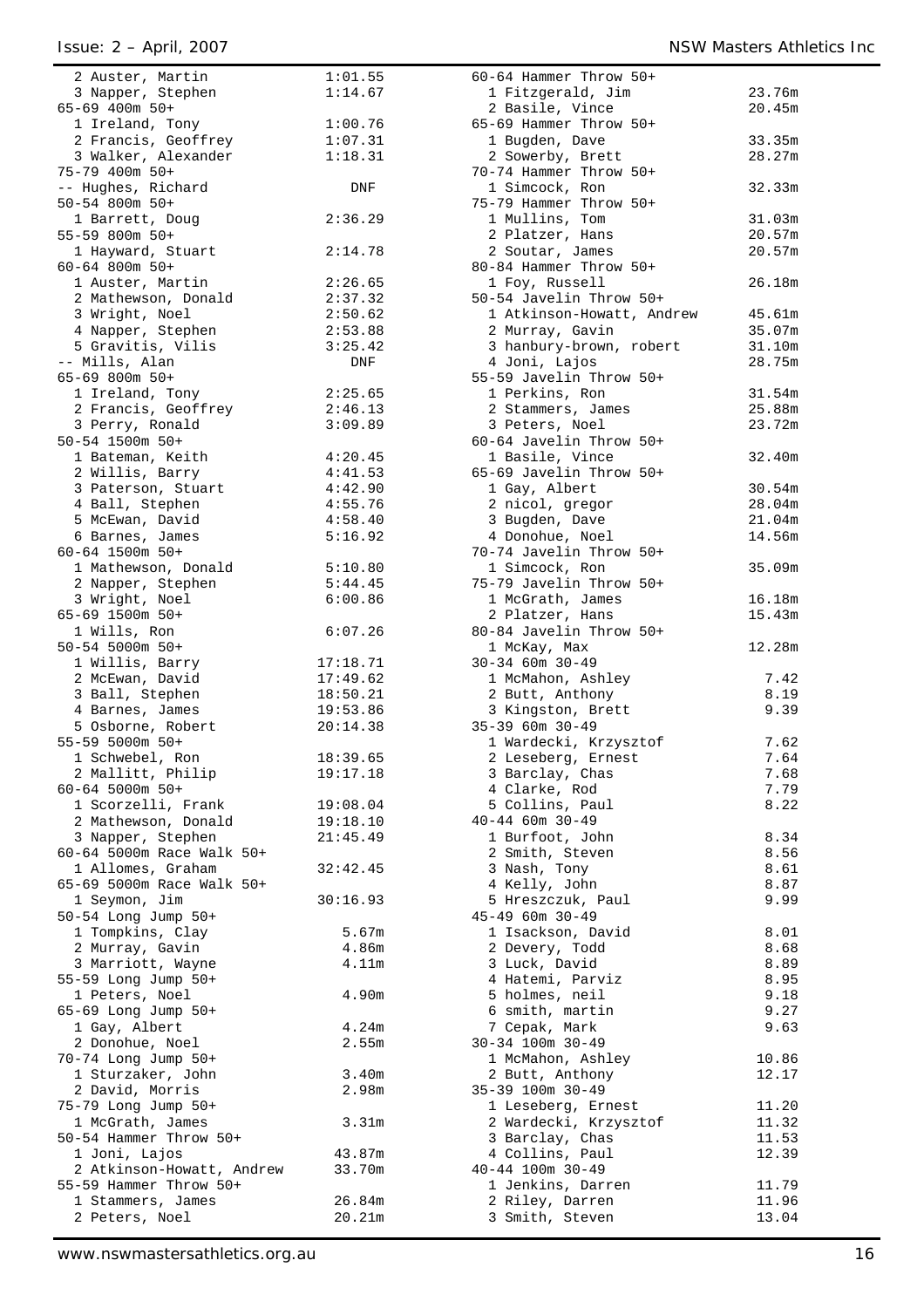2 Auster, Martin 1:01.55
3 Napper, Stephen 1:14.67

65-69 400m 50+
1 Ireland, Tony 1:00.76
2 Francis, Geoffrey 1:07.31
3 Walker, Alexander 1:18.31

75-79 400m 50+
-- Hughes, Richard DNF

50-54 800m 50+
1 Barrett, Doug 2:36.29

55-59 800m 50+
1 Hayward, Stuart 2:14.78

60-64 800m 50+
1 Auster, Martin 2:26.65
2 Mathewson, Donald 2:37.32
3 Wright, Noel 2:50.62
4 Napper, Stephen 2:53.88
5 Gravitis, Vilis 3:25.42
-- Mills, Alan DNF

65-69 800m 50+
1 Ireland, Tony 2:25.65
2 Francis, Geoffrey 2:46.13
3 Perry, Ronald 3:09.89

50-54 1500m 50+
1 Bateman, Keith 4:20.45
2 Willis, Barry 4:41.53
3 Paterson, Stuart 4:42.90
4 Ball, Stephen 4:55.76
5 McEwan, David 4:58.40
6 Barnes, James 5:16.92

60-64 1500m 50+
1 Mathewson, Donald 5:10.80
2 Napper, Stephen 5:44.45
3 Wright, Noel 6:00.86

65-69 1500m 50+
1 Wills, Ron 6:07.26

50-54 5000m 50+
1 Willis, Barry 17:18.71
2 McEwan, David 17:49.62
3 Ball, Stephen 18:50.21
4 Barnes, James 19:53.86
5 Osborne, Robert 20:14.38

55-59 5000m 50+
1 Schwebel, Ron 18:39.65
2 Mallitt, Philip 19:17.18

60-64 5000m 50+
1 Scorzelli, Frank 19:08.04
2 Mathewson, Donald 19:18.10
3 Napper, Stephen 21:45.49

60-64 5000m Race Walk 50+
1 Allomes, Graham 32:42.45

65-69 5000m Race Walk 50+
1 Seymon, Jim 30:16.93

50-54 Long Jump 50+
1 Tompkins, Clay 5.67m
2 Murray, Gavin 4.86m
3 Marriott, Wayne 4.11m

55-59 Long Jump 50+
1 Peters, Noel 4.90m

65-69 Long Jump 50+
1 Gay, Albert 4.24m
2 Donohue, Noel 2.55m

70-74 Long Jump 50+
1 Sturzaker, John 3.40m
2 David, Morris 2.98m

75-79 Long Jump 50+
1 McGrath, James 3.31m

50-54 Hammer Throw 50+
1 Joni, Lajos 43.87m
2 Atkinson-Howatt, Andrew 33.70m

55-59 Hammer Throw 50+
1 Stammers, James 26.84m
2 Peters, Noel 20.21m

60-64 Hammer Throw 50+
1 Fitzgerald, Jim 23.76m
2 Basile, Vince 20.45m

65-69 Hammer Throw 50+
1 Bugden, Dave 33.35m
2 Sowerby, Brett 28.27m

70-74 Hammer Throw 50+
1 Simcock, Ron 32.33m

75-79 Hammer Throw 50+
1 Mullins, Tom 31.03m
2 Platzer, Hans 20.57m
2 Soutar, James 20.57m

80-84 Hammer Throw 50+
1 Foy, Russell 26.18m

50-54 Javelin Throw 50+
1 Atkinson-Howatt, Andrew 45.61m
2 Murray, Gavin 35.07m
3 hanbury-brown, robert 31.10m
4 Joni, Lajos 28.75m

55-59 Javelin Throw 50+
1 Perkins, Ron 31.54m
2 Stammers, James 25.88m
3 Peters, Noel 23.72m

60-64 Javelin Throw 50+
1 Basile, Vince 32.40m

65-69 Javelin Throw 50+
1 Gay, Albert 30.54m
2 nicol, gregor 28.04m
3 Bugden, Dave 21.04m
4 Donohue, Noel 14.56m

70-74 Javelin Throw 50+
1 Simcock, Ron 35.09m

75-79 Javelin Throw 50+
1 McGrath, James 16.18m
2 Platzer, Hans 15.43m

80-84 Javelin Throw 50+
1 McKay, Max 12.28m

30-34 60m 30-49
1 McMahon, Ashley 7.42
2 Butt, Anthony 8.19
3 Kingston, Brett 9.39

35-39 60m 30-49
1 Wardecki, Krzysztof 7.62
2 Leseberg, Ernest 7.64
3 Barclay, Chas 7.68
4 Clarke, Rod 7.79
5 Collins, Paul 8.22

40-44 60m 30-49
1 Burfoot, John 8.34
2 Smith, Steven 8.56
3 Nash, Tony 8.61
4 Kelly, John 8.87
5 Hreszczuk, Paul 9.99

45-49 60m 30-49
1 Isackson, David 8.01
2 Devery, Todd 8.68
3 Luck, David 8.89
4 Hatemi, Parviz 8.95
5 holmes, neil 9.18
6 smith, martin 9.27
7 Cepak, Mark 9.63

30-34 100m 30-49
1 McMahon, Ashley 10.86
2 Butt, Anthony 12.17

35-39 100m 30-49
1 Leseberg, Ernest 11.20
2 Wardecki, Krzysztof 11.32
3 Barclay, Chas 11.53
4 Collins, Paul 12.39

40-44 100m 30-49
1 Jenkins, Darren 11.79
2 Riley, Darren 11.96
3 Smith, Steven 13.04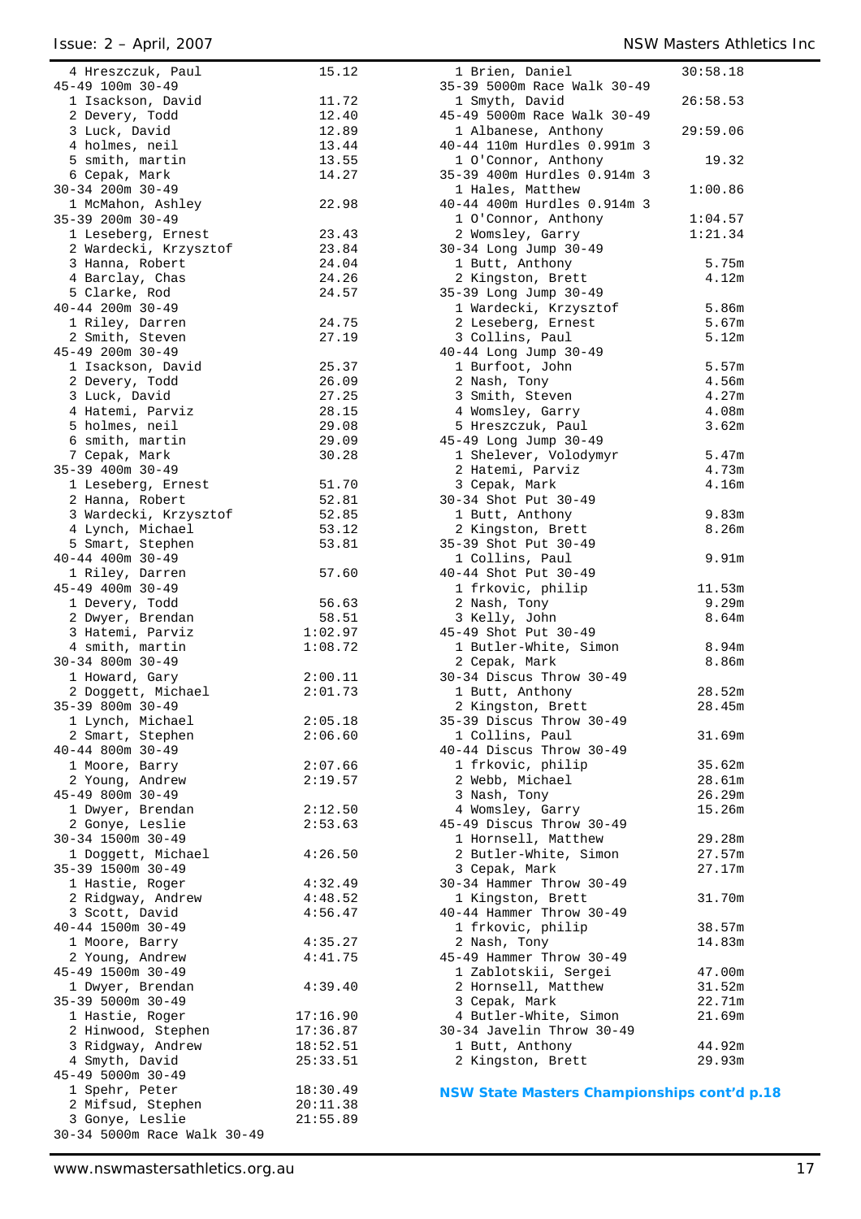```
 4 Hreszczuk, Paul              15.12
45-49 100m 30-49
 1 Isackson, David              11.72
 2 Devery, Todd                 12.40
 3 Luck, David                  12.89
 4 holmes, neil                 13.44
 5 smith, martin                13.55
 6 Cepak, Mark                  14.27
30-34 200m 30-49
 1 McMahon, Ashley              22.98
35-39 200m 30-49
 1 Leseberg, Ernest             23.43
 2 Wardecki, Krzysztof          23.84
 3 Hanna, Robert                24.04
 4 Barclay, Chas                24.26
 5 Clarke, Rod                  24.57
40-44 200m 30-49
 1 Riley, Darren                24.75
 2 Smith, Steven                27.19
45-49 200m 30-49
 1 Isackson, David              25.37
 2 Devery, Todd                 26.09
 3 Luck, David                  27.25
 4 Hatemi, Parviz               28.15
 5 holmes, neil                 29.08
 6 smith, martin                29.09
 7 Cepak, Mark                  30.28
35-39 400m 30-49
 1 Leseberg, Ernest             51.70
 2 Hanna, Robert                52.81
 3 Wardecki, Krzysztof          52.85
 4 Lynch, Michael               53.12
 5 Smart, Stephen               53.81
40-44 400m 30-49
 1 Riley, Darren                57.60
45-49 400m 30-49
 1 Devery, Todd                 56.63
 2 Dwyer, Brendan               58.51
 3 Hatemi, Parviz             1:02.97
 4 smith, martin              1:08.72
30-34 800m 30-49
 1 Howard, Gary               2:00.11
 2 Doggett, Michael           2:01.73
35-39 800m 30-49
 1 Lynch, Michael             2:05.18
 2 Smart, Stephen             2:06.60
40-44 800m 30-49
 1 Moore, Barry               2:07.66
 2 Young, Andrew              2:19.57
45-49 800m 30-49
 1 Dwyer, Brendan             2:12.50
 2 Gonye, Leslie              2:53.63
30-34 1500m 30-49
 1 Doggett, Michael           4:26.50
35-39 1500m 30-49
 1 Hastie, Roger              4:32.49
 2 Ridgway, Andrew            4:48.52
 3 Scott, David               4:56.47
40-44 1500m 30-49
 1 Moore, Barry               4:35.27
 2 Young, Andrew              4:41.75
45-49 1500m 30-49
 1 Dwyer, Brendan             4:39.40
35-39 5000m 30-49
 1 Hastie, Roger             17:16.90
 2 Hinwood, Stephen          17:36.87
 3 Ridgway, Andrew           18:52.51
 4 Smyth, David              25:33.51
45-49 5000m 30-49
 1 Spehr, Peter              18:30.49
 2 Mifsud, Stephen           20:11.38
 3 Gonye, Leslie             21:55.89
30-34 5000m Race Walk 30-49
 1 Brien, Daniel             30:58.18
35-39 5000m Race Walk 30-49
 1 Smyth, David              26:58.53
45-49 5000m Race Walk 30-49
 1 Albanese, Anthony         29:59.06
40-44 110m Hurdles 0.991m 3
 1 O'Connor, Anthony            19.32
35-39 400m Hurdles 0.914m 3
 1 Hales, Matthew             1:00.86
40-44 400m Hurdles 0.914m 3
 1 O'Connor, Anthony          1:04.57
 2 Womsley, Garry             1:21.34
30-34 Long Jump 30-49
 1 Butt, Anthony                5.75m
 2 Kingston, Brett              4.12m
35-39 Long Jump 30-49
 1 Wardecki, Krzysztof          5.86m
 2 Leseberg, Ernest             5.67m
 3 Collins, Paul                5.12m
40-44 Long Jump 30-49
 1 Burfoot, John                5.57m
 2 Nash, Tony                   4.56m
 3 Smith, Steven                4.27m
 4 Womsley, Garry               4.08m
 5 Hreszczuk, Paul              3.62m
45-49 Long Jump 30-49
 1 Shelever, Volodymyr          5.47m
 2 Hatemi, Parviz               4.73m
 3 Cepak, Mark                  4.16m
30-34 Shot Put 30-49
 1 Butt, Anthony                9.83m
 2 Kingston, Brett              8.26m
35-39 Shot Put 30-49
 1 Collins, Paul                9.91m
40-44 Shot Put 30-49
 1 frkovic, philip             11.53m
 2 Nash, Tony                   9.29m
 3 Kelly, John                  8.64m
45-49 Shot Put 30-49
 1 Butler-White, Simon          8.94m
 2 Cepak, Mark                  8.86m
30-34 Discus Throw 30-49
 1 Butt, Anthony               28.52m
 2 Kingston, Brett             28.45m
35-39 Discus Throw 30-49
 1 Collins, Paul               31.69m
40-44 Discus Throw 30-49
 1 frkovic, philip             35.62m
 2 Webb, Michael               28.61m
 3 Nash, Tony                  26.29m
 4 Womsley, Garry              15.26m
45-49 Discus Throw 30-49
 1 Hornsell, Matthew           29.28m
 2 Butler-White, Simon         27.57m
 3 Cepak, Mark                 27.17m
30-34 Hammer Throw 30-49
 1 Kingston, Brett             31.70m
40-44 Hammer Throw 30-49
 1 frkovic, philip             38.57m
 2 Nash, Tony                  14.83m
45-49 Hammer Throw 30-49
 1 Zablotskii, Sergei          47.00m
 2 Hornsell, Matthew           31.52m
 3 Cepak, Mark                 22.71m
 4 Butler-White, Simon         21.69m
30-34 Javelin Throw 30-49
 1 Butt, Anthony               44.92m
 2 Kingston, Brett             29.93m
```

**NSW State Masters Championships cont'd p.18**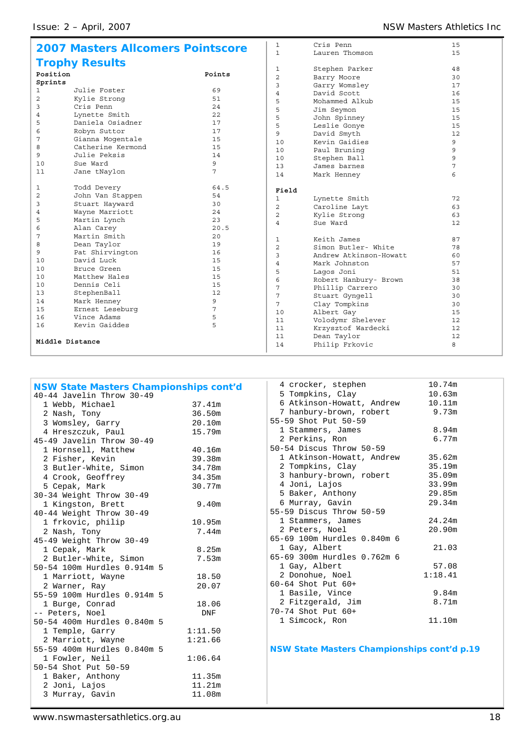## 2007 Masters Allcomers Pointscore Trophy Results

| Position | | Points |
|---|---|---|
| **Sprints** | | |
| 1 | Julie Foster | 69 |
| 2 | Kylie Strong | 51 |
| 3 | Cris Penn | 24 |
| 4 | Lynette Smith | 22 |
| 5 | Daniela Osiadner | 17 |
| 6 | Robyn Suttor | 17 |
| 7 | Gianna Mogentale | 15 |
| 8 | Catherine Kermond | 15 |
| 9 | Julie Peksis | 14 |
| 10 | Sue Ward | 9 |
| 11 | Jane tNaylon | 7 |
| | | |
| 1 | Todd Devery | 64.5 |
| 2 | John Van Stappen | 54 |
| 3 | Stuart Hayward | 30 |
| 4 | Wayne Marriott | 24 |
| 5 | Martin Lynch | 23 |
| 6 | Alan Carey | 20.5 |
| 7 | Martin Smith | 20 |
| 8 | Dean Taylor | 19 |
| 9 | Pat Shirvington | 16 |
| 10 | David Luck | 15 |
| 10 | Bruce Green | 15 |
| 10 | Matthew Hales | 15 |
| 10 | Dennis Celi | 15 |
| 13 | StephenBall | 12 |
| 14 | Mark Henney | 9 |
| 15 | Ernest Leseburg | 7 |
| 16 | Vince Adams | 5 |
| 16 | Kevin Gaiddes | 5 |
| | | |
| **Middle Distance** | | |
| 1 | Cris Penn | 15 |
| 1 | Lauren Thomson | 15 |
| | | |
| 1 | Stephen Parker | 48 |
| 2 | Barry Moore | 30 |
| 3 | Garry Womsley | 17 |
| 4 | David Scott | 16 |
| 5 | Mohammed Alkub | 15 |
| 5 | Jim Seymon | 15 |
| 5 | John Spinney | 15 |
| 5 | Leslie Gonye | 15 |
| 9 | David Smyth | 12 |
| 10 | Kevin Gaidies | 9 |
| 10 | Paul Bruning | 9 |
| 10 | Stephen Ball | 9 |
| 13 | James barnes | 7 |
| 14 | Mark Henney | 6 |
| | | |
| **Field** | | |
| 1 | Lynette Smith | 72 |
| 2 | Caroline Layt | 63 |
| 2 | Kylie Strong | 63 |
| 4 | Sue Ward | 12 |
| | | |
| 1 | Keith James | 87 |
| 2 | Simon Butler- White | 78 |
| 3 | Andrew Atkinson-Howatt | 60 |
| 4 | Mark Johnston | 57 |
| 5 | Lagos Joni | 51 |
| 6 | Robert Hanbury- Brown | 38 |
| 7 | Phillip Carrero | 30 |
| 7 | Stuart Gyngell | 30 |
| 7 | Clay Tompkins | 30 |
| 10 | Albert Gay | 15 |
| 11 | Volodymr Shelever | 12 |
| 11 | Krzysztof Wardecki | 12 |
| 11 | Dean Taylor | 12 |
| 14 | Philip Frkovic | 8 |

## NSW State Masters Championships cont'd

```
40-44 Javelin Throw 30-49
  1 Webb, Michael              37.41m
  2 Nash, Tony                 36.50m
  3 Womsley, Garry             20.10m
  4 Hreszczuk, Paul            15.79m
45-49 Javelin Throw 30-49
  1 Hornsell, Matthew          40.16m
  2 Fisher, Kevin              39.38m
  3 Butler-White, Simon        34.78m
  4 Crook, Geoffrey            34.35m
  5 Cepak, Mark                30.77m
30-34 Weight Throw 30-49
  1 Kingston, Brett             9.40m
40-44 Weight Throw 30-49
  1 frkovic, philip            10.95m
  2 Nash, Tony                  7.44m
45-49 Weight Throw 30-49
  1 Cepak, Mark                 8.25m
  2 Butler-White, Simon         7.53m
50-54 100m Hurdles 0.914m 5
  1 Marriott, Wayne             18.50
  2 Warner, Ray                 20.07
55-59 100m Hurdles 0.914m 5
  1 Burge, Conrad               18.06
 -- Peters, Noel                  DNF
50-54 400m Hurdles 0.840m 5
  1 Temple, Garry             1:11.50
  2 Marriott, Wayne           1:21.66
55-59 400m Hurdles 0.840m 5
  1 Fowler, Neil              1:06.64
50-54 Shot Put 50-59
  1 Baker, Anthony             11.35m
  2 Joni, Lajos                11.21m
  3 Murray, Gavin              11.08m
  4 crocker, stephen           10.74m
  5 Tompkins, Clay             10.63m
  6 Atkinson-Howatt, Andrew    10.11m
  7 hanbury-brown, robert       9.73m
55-59 Shot Put 50-59
  1 Stammers, James             8.94m
  2 Perkins, Ron                6.77m
50-54 Discus Throw 50-59
  1 Atkinson-Howatt, Andrew    35.62m
  2 Tompkins, Clay             35.19m
  3 hanbury-brown, robert      35.09m
  4 Joni, Lajos                33.99m
  5 Baker, Anthony             29.85m
  6 Murray, Gavin              29.34m
55-59 Discus Throw 50-59
  1 Stammers, James            24.24m
  2 Peters, Noel               20.90m
65-69 100m Hurdles 0.840m 6
  1 Gay, Albert                 21.03
65-69 300m Hurdles 0.762m 6
  1 Gay, Albert                 57.08
  2 Donohue, Noel             1:18.41
60-64 Shot Put 60+
  1 Basile, Vince               9.84m
  2 Fitzgerald, Jim             8.71m
70-74 Shot Put 60+
  1 Simcock, Ron               11.10m
```

**NSW State Masters Championships cont'd p.19**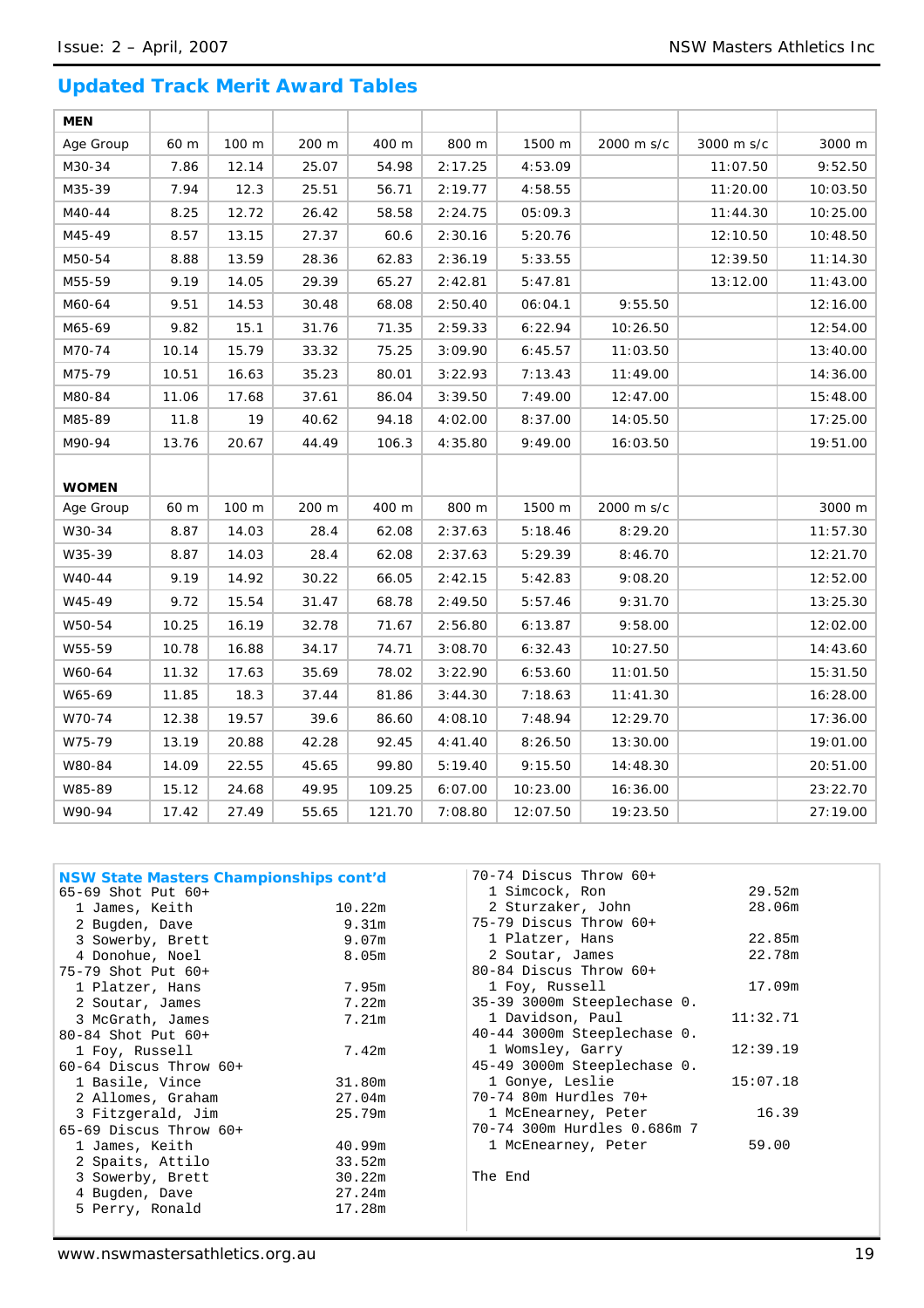## Updated Track Merit Award Tables

| MEN | | | | | | | | | |
|---|---|---|---|---|---|---|---|---|---|
| Age Group | 60 m | 100 m | 200 m | 400 m | 800 m | 1500 m | 2000 m s/c | 3000 m s/c | 3000 m |
| M30-34 | 7.86 | 12.14 | 25.07 | 54.98 | 2:17.25 | 4:53.09 | | 11:07.50 | 9:52.50 |
| M35-39 | 7.94 | 12.3 | 25.51 | 56.71 | 2:19.77 | 4:58.55 | | 11:20.00 | 10:03.50 |
| M40-44 | 8.25 | 12.72 | 26.42 | 58.58 | 2:24.75 | 05:09.3 | | 11:44.30 | 10:25.00 |
| M45-49 | 8.57 | 13.15 | 27.37 | 60.6 | 2:30.16 | 5:20.76 | | 12:10.50 | 10:48.50 |
| M50-54 | 8.88 | 13.59 | 28.36 | 62.83 | 2:36.19 | 5:33.55 | | 12:39.50 | 11:14.30 |
| M55-59 | 9.19 | 14.05 | 29.39 | 65.27 | 2:42.81 | 5:47.81 | | 13:12.00 | 11:43.00 |
| M60-64 | 9.51 | 14.53 | 30.48 | 68.08 | 2:50.40 | 06:04.1 | 9:55.50 | | 12:16.00 |
| M65-69 | 9.82 | 15.1 | 31.76 | 71.35 | 2:59.33 | 6:22.94 | 10:26.50 | | 12:54.00 |
| M70-74 | 10.14 | 15.79 | 33.32 | 75.25 | 3:09.90 | 6:45.57 | 11:03.50 | | 13:40.00 |
| M75-79 | 10.51 | 16.63 | 35.23 | 80.01 | 3:22.93 | 7:13.43 | 11:49.00 | | 14:36.00 |
| M80-84 | 11.06 | 17.68 | 37.61 | 86.04 | 3:39.50 | 7:49.00 | 12:47.00 | | 15:48.00 |
| M85-89 | 11.8 | 19 | 40.62 | 94.18 | 4:02.00 | 8:37.00 | 14:05.50 | | 17:25.00 |
| M90-94 | 13.76 | 20.67 | 44.49 | 106.3 | 4:35.80 | 9:49.00 | 16:03.50 | | 19:51.00 |
| | | | | | | | | | |
| **WOMEN** | | | | | | | | | |
| Age Group | 60 m | 100 m | 200 m | 400 m | 800 m | 1500 m | 2000 m s/c | | 3000 m |
| W30-34 | 8.87 | 14.03 | 28.4 | 62.08 | 2:37.63 | 5:18.46 | 8:29.20 | | 11:57.30 |
| W35-39 | 8.87 | 14.03 | 28.4 | 62.08 | 2:37.63 | 5:29.39 | 8:46.70 | | 12:21.70 |
| W40-44 | 9.19 | 14.92 | 30.22 | 66.05 | 2:42.15 | 5:42.83 | 9:08.20 | | 12:52.00 |
| W45-49 | 9.72 | 15.54 | 31.47 | 68.78 | 2:49.50 | 5:57.46 | 9:31.70 | | 13:25.30 |
| W50-54 | 10.25 | 16.19 | 32.78 | 71.67 | 2:56.80 | 6:13.87 | 9:58.00 | | 12:02.00 |
| W55-59 | 10.78 | 16.88 | 34.17 | 74.71 | 3:08.70 | 6:32.43 | 10:27.50 | | 14:43.60 |
| W60-64 | 11.32 | 17.63 | 35.69 | 78.02 | 3:22.90 | 6:53.60 | 11:01.50 | | 15:31.50 |
| W65-69 | 11.85 | 18.3 | 37.44 | 81.86 | 3:44.30 | 7:18.63 | 11:41.30 | | 16:28.00 |
| W70-74 | 12.38 | 19.57 | 39.6 | 86.60 | 4:08.10 | 7:48.94 | 12:29.70 | | 17:36.00 |
| W75-79 | 13.19 | 20.88 | 42.28 | 92.45 | 4:41.40 | 8:26.50 | 13:30.00 | | 19:01.00 |
| W80-84 | 14.09 | 22.55 | 45.65 | 99.80 | 5:19.40 | 9:15.50 | 14:48.30 | | 20:51.00 |
| W85-89 | 15.12 | 24.68 | 49.95 | 109.25 | 6:07.00 | 10:23.00 | 16:36.00 | | 23:22.70 |
| W90-94 | 17.42 | 27.49 | 55.65 | 121.70 | 7:08.80 | 12:07.50 | 19:23.50 | | 27:19.00 |

### NSW State Masters Championships cont'd

```
65-69 Shot Put 60+
  1 James, Keith                   10.22m
  2 Bugden, Dave                    9.31m
  3 Sowerby, Brett                  9.07m
  4 Donohue, Noel                   8.05m
75-79 Shot Put 60+
  1 Platzer, Hans                   7.95m
  2 Soutar, James                   7.22m
  3 McGrath, James                  7.21m
80-84 Shot Put 60+
  1 Foy, Russell                    7.42m
60-64 Discus Throw 60+
  1 Basile, Vince                  31.80m
  2 Allomes, Graham                27.04m
  3 Fitzgerald, Jim                25.79m
65-69 Discus Throw 60+
  1 James, Keith                   40.99m
  2 Spaits, Attilo                 33.52m
  3 Sowerby, Brett                 30.22m
  4 Bugden, Dave                   27.24m
  5 Perry, Ronald                  17.28m
70-74 Discus Throw 60+
  1 Simcock, Ron                   29.52m
  2 Sturzaker, John                28.06m
75-79 Discus Throw 60+
  1 Platzer, Hans                  22.85m
  2 Soutar, James                  22.78m
80-84 Discus Throw 60+
  1 Foy, Russell                   17.09m
35-39 3000m Steeplechase 0.
  1 Davidson, Paul               11:32.71
40-44 3000m Steeplechase 0.
  1 Womsley, Garry               12:39.19
45-49 3000m Steeplechase 0.
  1 Gonye, Leslie                15:07.18
70-74 80m Hurdles 70+
  1 McEnearney, Peter               16.39
70-74 300m Hurdles 0.686m 7
  1 McEnearney, Peter               59.00
```

The End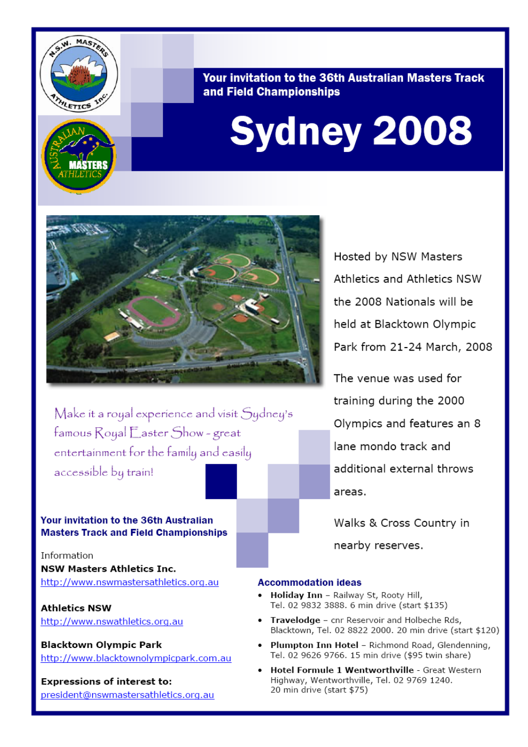# Your invitation to the 36th Australian Masters Track and Field Championships

# Sydney 2008

Hosted by NSW Masters Athletics and Athletics NSW the 2008 Nationals will be held at Blacktown Olympic Park from 21-24 March, 2008

The venue was used for training during the 2000 Olympics and features an 8 lane mondo track and additional external throws areas.

Walks & Cross Country in nearby reserves.

*Make it a royal experience and visit Sydney's famous Royal Easter Show - great entertainment for the family and easily accessible by train!*

### Your invitation to the 36th Australian Masters Track and Field Championships

Information

**NSW Masters Athletics Inc.**
http://www.nswmastersathletics.org.au

**Athletics NSW**
http://www.nswathletics.org.au

**Blacktown Olympic Park**
http://www.blacktownolympicpark.com.au

**Expressions of interest to:**
president@nswmastersathletics.org.au

### Accommodation ideas

- **Holiday Inn** – Railway St, Rooty Hill, Tel. 02 9832 3888. 6 min drive (start $135)
- **Travelodge** – cnr Reservoir and Holbeche Rds, Blacktown, Tel. 02 8822 2000. 20 min drive (start $120)
- **Plumpton Inn Hotel** – Richmond Road, Glendenning, Tel. 02 9626 9766. 15 min drive ($95 twin share)
- **Hotel Formule 1 Wentworthville** - Great Western Highway, Wentworthville, Tel. 02 9769 1240. 20 min drive (start $75)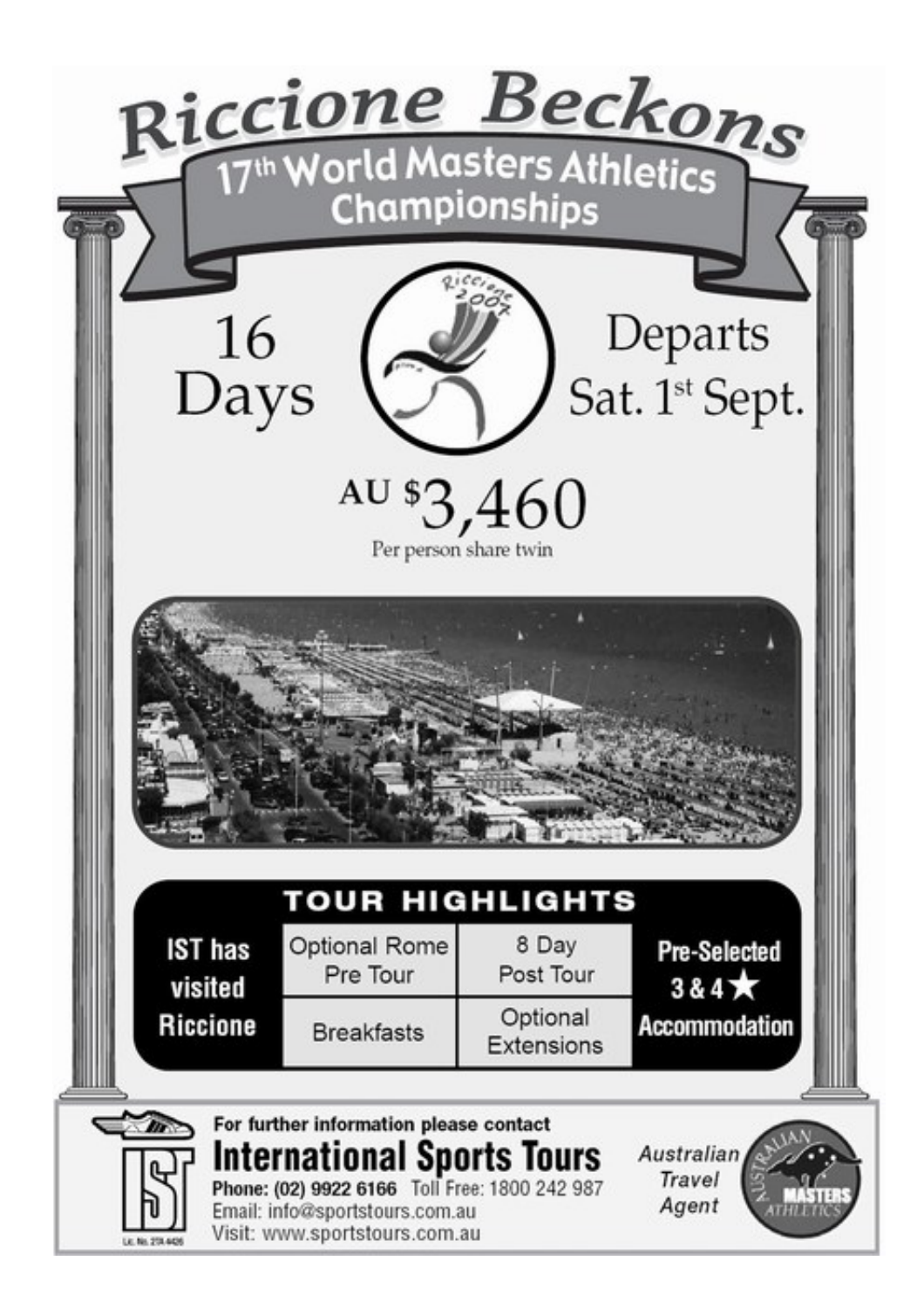# Riccione Beckons

## 17th World Masters Athletics Championships

16 Days

Departs Sat. 1st Sept.

AU $3,460

Per person share twin

## TOUR HIGHLIGHTS

| IST has visited Riccione | Optional Rome Pre Tour | 8 Day Post Tour | Pre-Selected 3 & 4 ★ Accommodation |
|---|---|---|---|
| | Breakfasts | Optional Extensions | |

For further information please contact

**International Sports Tours**

**Phone: (02) 9922 6166** Toll Free: 1800 242 987

Email: info@sportstours.com.au

Visit: www.sportstours.com.au

*Australian Travel Agent*

Lic. No. 2TA 4426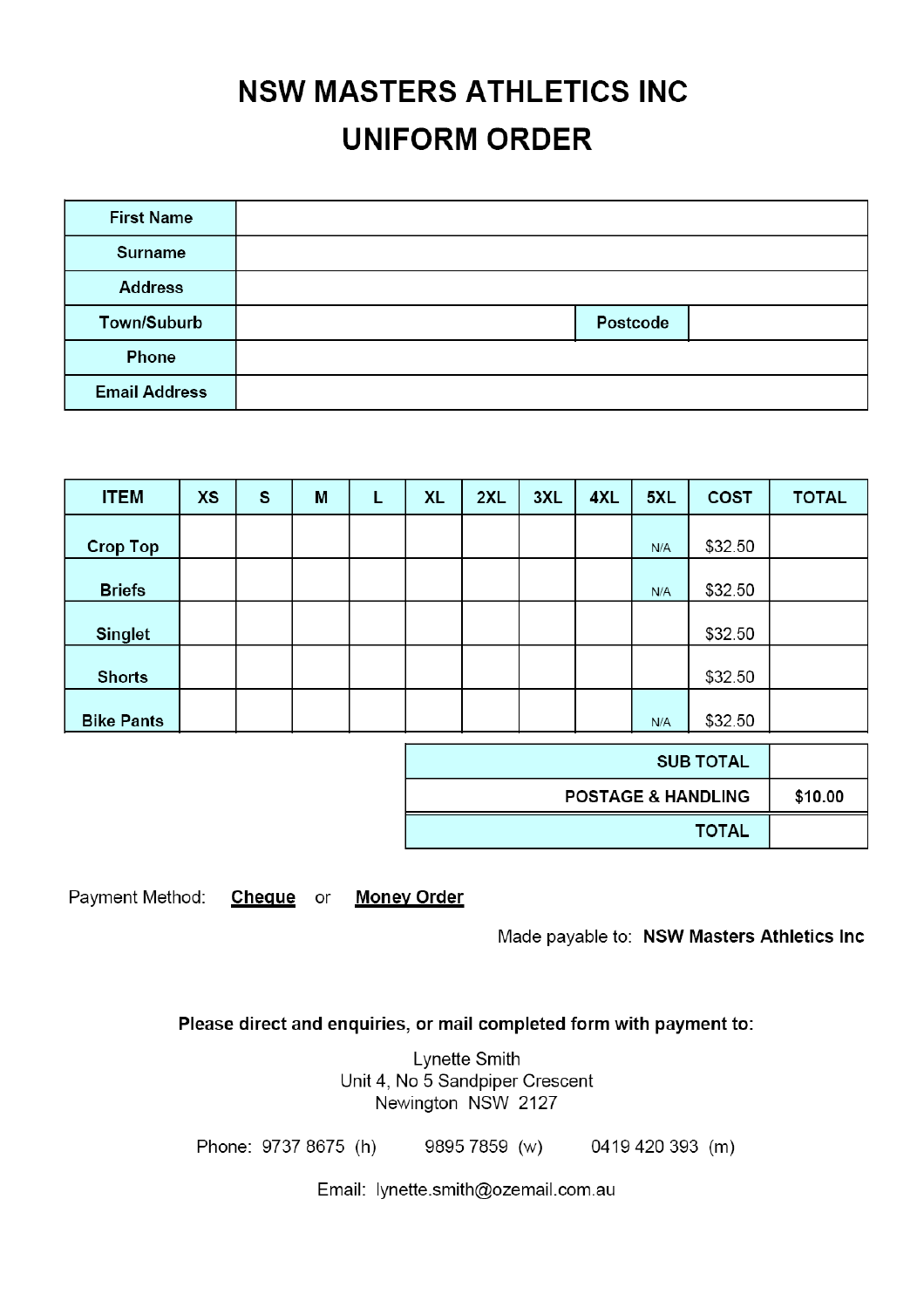# NSW MASTERS ATHLETICS INC

# UNIFORM ORDER

| First Name | | | |
|---|---|---|---|
| Surname | | | |
| Address | | | |
| Town/Suburb | | Postcode | |
| Phone | | | |
| Email Address | | | |

| ITEM | XS | S | M | L | XL | 2XL | 3XL | 4XL | 5XL | COST | TOTAL |
|---|---|---|---|---|---|---|---|---|---|---|---|
| Crop Top | | | | | | | | | N/A | $32.50 | |
| Briefs | | | | | | | | | N/A | $32.50 | |
| Singlet | | | | | | | | | | $32.50 | |
| Shorts | | | | | | | | | | $32.50 | |
| Bike Pants | | | | | | | | | N/A | $32.50 | |

| | |
|---|---|
| SUB TOTAL | |
| POSTAGE & HANDLING | $10.00 |
| TOTAL | |

Payment Method: **Cheque** or **Money Order**

Made payable to: **NSW Masters Athletics Inc**

**Please direct and enquiries, or mail completed form with payment to:**

Lynette Smith
Unit 4, No 5 Sandpiper Crescent
Newington NSW 2127

Phone: 9737 8675 (h) 9895 7859 (w) 0419 420 393 (m)

Email: lynette.smith@ozemail.com.au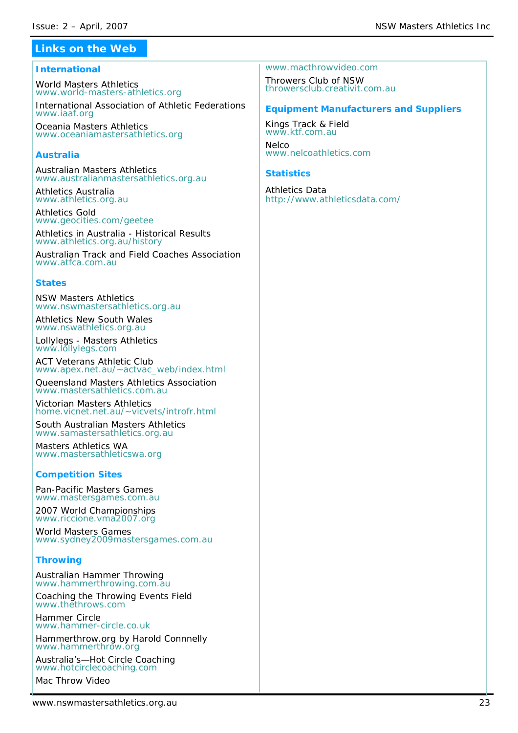## Links on the Web

### International

World Masters Athletics
www.world-masters-athletics.org

International Association of Athletic Federations
www.iaaf.org

Oceania Masters Athletics
www.oceaniamastersathletics.org

### Australia

Australian Masters Athletics
www.australianmastersathletics.org.au

Athletics Australia
www.athletics.org.au

Athletics Gold
www.geocities.com/geetee

Athletics in Australia - Historical Results
www.athletics.org.au/history

Australian Track and Field Coaches Association
www.atfca.com.au

### States

NSW Masters Athletics
www.nswmastersathletics.org.au

Athletics New South Wales
www.nswathletics.org.au

Lollylegs - Masters Athletics
www.lollylegs.com

ACT Veterans Athletic Club
www.apex.net.au/~actvac_web/index.html

Queensland Masters Athletics Association
www.mastersathletics.com.au

Victorian Masters Athletics
home.vicnet.net.au/~vicvets/introfr.html

South Australian Masters Athletics
www.samastersathletics.org.au

Masters Athletics WA
www.mastersathleticswa.org

### Competition Sites

Pan-Pacific Masters Games
www.mastersgames.com.au

2007 World Championships
www.riccione.vma2007.org

World Masters Games
www.sydney2009mastersgames.com.au

### Throwing

Australian Hammer Throwing
www.hammerthrowing.com.au

Coaching the Throwing Events Field
www.thethrows.com

Hammer Circle
www.hammer-circle.co.uk

Hammerthrow.org by Harold Connnelly
www.hammerthrow.org

Australia's—Hot Circle Coaching
www.hotcirclecoaching.com

Mac Throw Video
www.macthrowvideo.com

Throwers Club of NSW
throwersclub.creativit.com.au

### Equipment Manufacturers and Suppliers

Kings Track & Field
www.ktf.com.au

Nelco
www.nelcoathletics.com

### Statistics

Athletics Data
http://www.athleticsdata.com/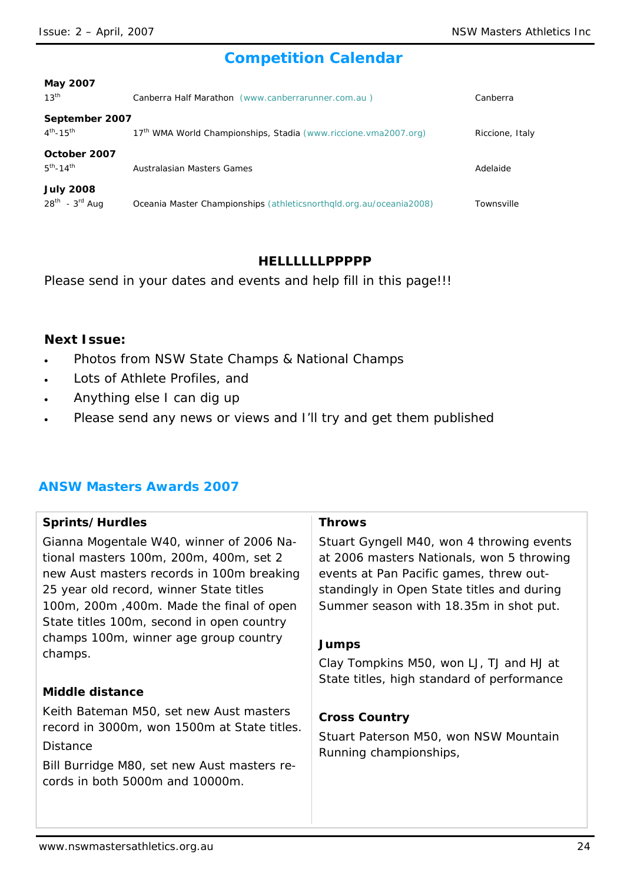# Competition Calendar

**May 2007**

| | | |
|---|---|---|
| 13th | Canberra Half Marathon (www.canberrarunner.com.au ) | Canberra |

**September 2007**

| | | |
|---|---|---|
| 4th-15th | 17th WMA World Championships, Stadia (www.riccione.vma2007.org) | Riccione, Italy |

**October 2007**

| | | |
|---|---|---|
| 5th-14th | Australasian Masters Games | Adelaide |

**July 2008**

| | | |
|---|---|---|
| 28th - 3rd Aug | Oceania Master Championships (athleticsnorthqld.org.au/oceania2008) | Townsville |

**HELLLLLLPPPPP**

Please send in your dates and events and help fill in this page!!!

**Next Issue:**

- Photos from NSW State Champs & National Champs
- Lots of Athlete Profiles, and
- Anything else I can dig up
- Please send any news or views and I'll try and get them published

## ANSW Masters Awards 2007

**Sprints/Hurdles**

Gianna Mogentale W40, winner of 2006 National masters 100m, 200m, 400m, set 2 new Aust masters records in 100m breaking 25 year old record, winner State titles 100m, 200m ,400m. Made the final of open State titles 100m, second in open country champs 100m, winner age group country champs.

**Middle distance**

Keith Bateman M50, set new Aust masters record in 3000m, won 1500m at State titles.

Distance

Bill Burridge M80, set new Aust masters records in both 5000m and 10000m.

**Throws**

Stuart Gyngell M40, won 4 throwing events at 2006 masters Nationals, won 5 throwing events at Pan Pacific games, threw outstandingly in Open State titles and during Summer season with 18.35m in shot put.

**Jumps**

Clay Tompkins M50, won LJ, TJ and HJ at State titles, high standard of performance

**Cross Country**

Stuart Paterson M50, won NSW Mountain Running championships,